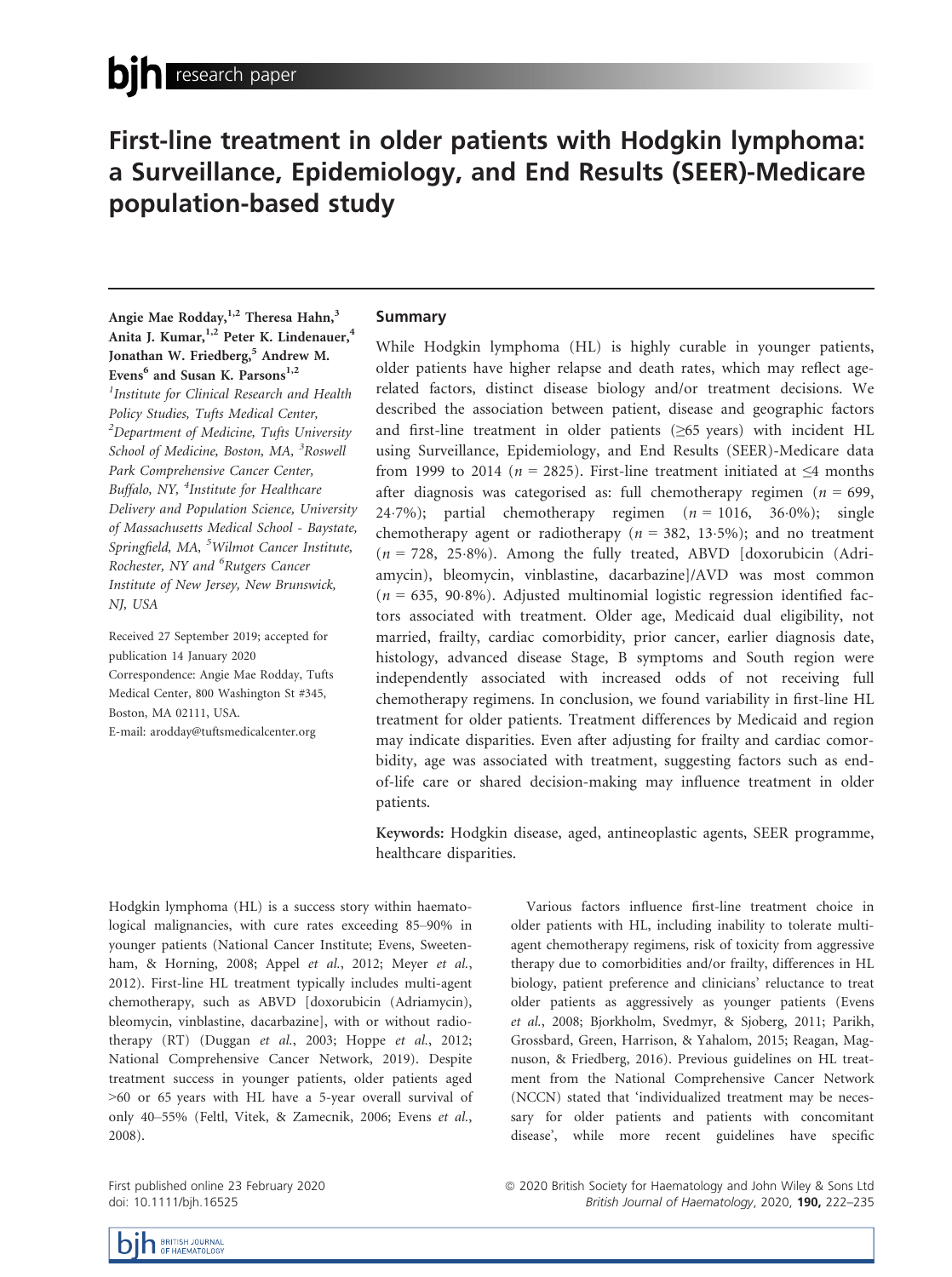# First-line treatment in older patients with Hodgkin lymphoma: a Surveillance, Epidemiology, and End Results (SEER)-Medicare population-based study

Angie Mae Rodday,[1,2] Theresa Hahn,[3] Anita J. Kumar,[1,2] Peter K. Lindenauer,[4] Jonathan W. Friedberg,[5] Andrew M. Evens[6] and Susan K. Parsons[1,2]

[1]Institute for Clinical Research and Health Policy Studies, Tufts Medical Center, [2]Department of Medicine, Tufts University School of Medicine, Boston, MA, [3]Roswell Park Comprehensive Cancer Center, Buffalo, NY, [4]Institute for Healthcare Delivery and Population Science, University of Massachusetts Medical School - Baystate, Springfield, MA, [5]Wilmot Cancer Institute, Rochester, NY and [6]Rutgers Cancer Institute of New Jersey, New Brunswick, NJ, USA

Received 27 September 2019; accepted for publication 14 January 2020

Correspondence: Angie Mae Rodday, Tufts Medical Center, 800 Washington St #345, Boston, MA 02111, USA.

E-mail: arodday@tuftsmedicalcenter.org

## Summary

While Hodgkin lymphoma (HL) is highly curable in younger patients, older patients have higher relapse and death rates, which may reflect age-related factors, distinct disease biology and/or treatment decisions. We described the association between patient, disease and geographic factors and first-line treatment in older patients (≥65 years) with incident HL using Surveillance, Epidemiology, and End Results (SEER)-Medicare data from 1999 to 2014 ($n$ = 2825). First-line treatment initiated at ≤4 months after diagnosis was categorised as: full chemotherapy regimen ($n$ = 699, 24·7%); partial chemotherapy regimen ($n$ = 1016, 36·0%); single chemotherapy agent or radiotherapy ($n$ = 382, 13·5%); and no treatment ($n$ = 728, 25·8%). Among the fully treated, ABVD [doxorubicin (Adriamycin), bleomycin, vinblastine, dacarbazine]/AVD was most common ($n$ = 635, 90·8%). Adjusted multinomial logistic regression identified factors associated with treatment. Older age, Medicaid dual eligibility, not married, frailty, cardiac comorbidity, prior cancer, earlier diagnosis date, histology, advanced disease Stage, B symptoms and South region were independently associated with increased odds of not receiving full chemotherapy regimens. In conclusion, we found variability in first-line HL treatment for older patients. Treatment differences by Medicaid and region may indicate disparities. Even after adjusting for frailty and cardiac comorbidity, age was associated with treatment, suggesting factors such as end-of-life care or shared decision-making may influence treatment in older patients.

**Keywords:** Hodgkin disease, aged, antineoplastic agents, SEER programme, healthcare disparities.

Hodgkin lymphoma (HL) is a success story within haematological malignancies, with cure rates exceeding 85–90% in younger patients (National Cancer Institute; Evens, Sweetenham, & Horning, 2008; Appel *et al.*, 2012; Meyer *et al.*, 2012). First-line HL treatment typically includes multi-agent chemotherapy, such as ABVD [doxorubicin (Adriamycin), bleomycin, vinblastine, dacarbazine], with or without radiotherapy (RT) (Duggan *et al.*, 2003; Hoppe *et al.*, 2012; National Comprehensive Cancer Network, 2019). Despite treatment success in younger patients, older patients aged >60 or 65 years with HL have a 5-year overall survival of only 40–55% (Feltl, Vitek, & Zamecnik, 2006; Evens *et al.*, 2008).

Various factors influence first-line treatment choice in older patients with HL, including inability to tolerate multi-agent chemotherapy regimens, risk of toxicity from aggressive therapy due to comorbidities and/or frailty, differences in HL biology, patient preference and clinicians' reluctance to treat older patients as aggressively as younger patients (Evens *et al.*, 2008; Bjorkholm, Svedmyr, & Sjoberg, 2011; Parikh, Grossbard, Green, Harrison, & Yahalom, 2015; Reagan, Magnuson, & Friedberg, 2016). Previous guidelines on HL treatment from the National Comprehensive Cancer Network (NCCN) stated that 'individualized treatment may be necessary for older patients and patients with concomitant disease', while more recent guidelines have specific

First published online 23 February 2020
doi: 10.1111/bjh.16525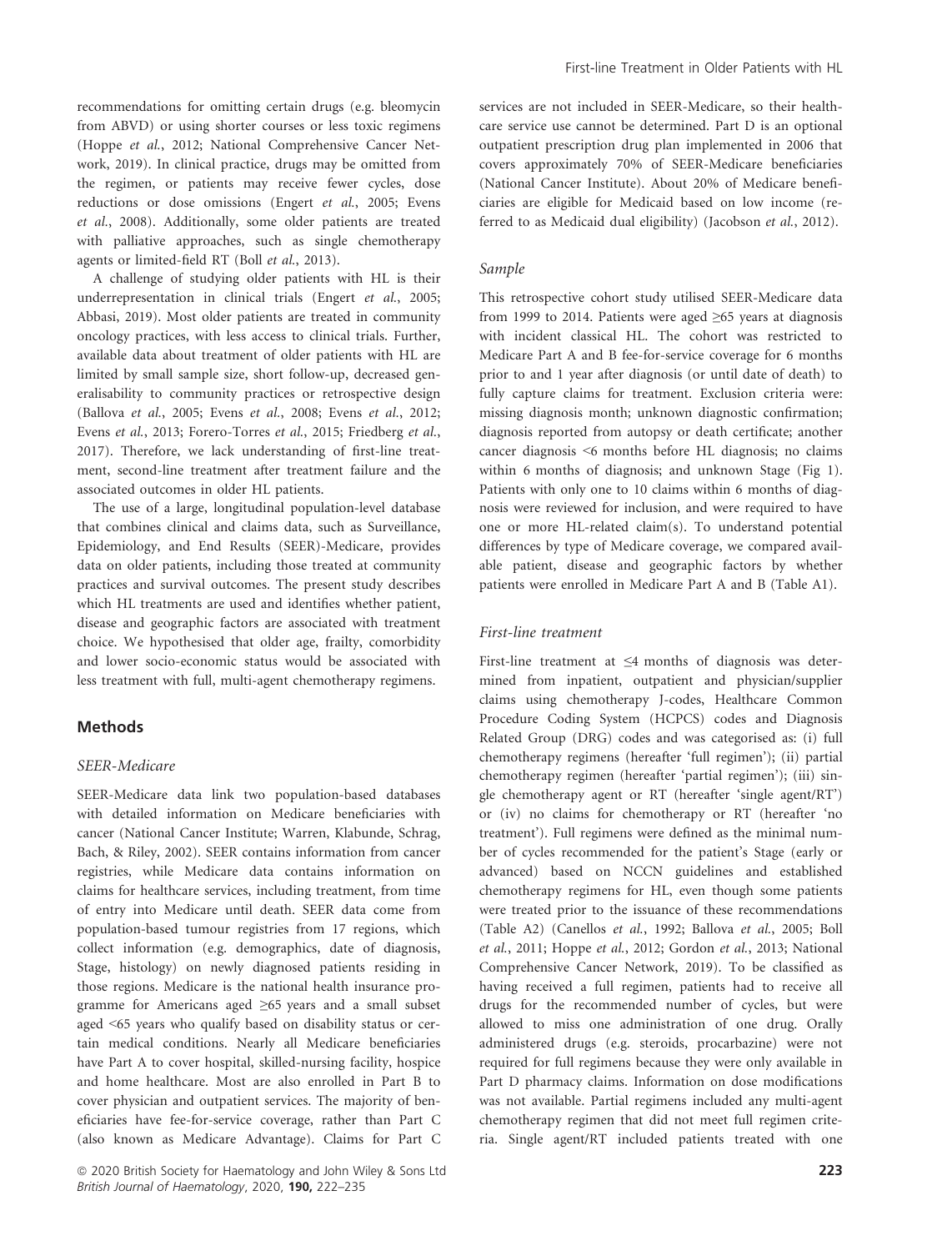recommendations for omitting certain drugs (e.g. bleomycin from ABVD) or using shorter courses or less toxic regimens (Hoppe *et al.*, 2012; National Comprehensive Cancer Network, 2019). In clinical practice, drugs may be omitted from the regimen, or patients may receive fewer cycles, dose reductions or dose omissions (Engert *et al.*, 2005; Evens *et al.*, 2008). Additionally, some older patients are treated with palliative approaches, such as single chemotherapy agents or limited-field RT (Boll *et al.*, 2013).

A challenge of studying older patients with HL is their underrepresentation in clinical trials (Engert *et al.*, 2005; Abbasi, 2019). Most older patients are treated in community oncology practices, with less access to clinical trials. Further, available data about treatment of older patients with HL are limited by small sample size, short follow-up, decreased generalisability to community practices or retrospective design (Ballova *et al.*, 2005; Evens *et al.*, 2008; Evens *et al.*, 2012; Evens *et al.*, 2013; Forero-Torres *et al.*, 2015; Friedberg *et al.*, 2017). Therefore, we lack understanding of first-line treatment, second-line treatment after treatment failure and the associated outcomes in older HL patients.

The use of a large, longitudinal population-level database that combines clinical and claims data, such as Surveillance, Epidemiology, and End Results (SEER)-Medicare, provides data on older patients, including those treated at community practices and survival outcomes. The present study describes which HL treatments are used and identifies whether patient, disease and geographic factors are associated with treatment choice. We hypothesised that older age, frailty, comorbidity and lower socio-economic status would be associated with less treatment with full, multi-agent chemotherapy regimens.

## Methods

### *SEER-Medicare*

SEER-Medicare data link two population-based databases with detailed information on Medicare beneficiaries with cancer (National Cancer Institute; Warren, Klabunde, Schrag, Bach, & Riley, 2002). SEER contains information from cancer registries, while Medicare data contains information on claims for healthcare services, including treatment, from time of entry into Medicare until death. SEER data come from population-based tumour registries from 17 regions, which collect information (e.g. demographics, date of diagnosis, Stage, histology) on newly diagnosed patients residing in those regions. Medicare is the national health insurance programme for Americans aged ≥65 years and a small subset aged <65 years who qualify based on disability status or certain medical conditions. Nearly all Medicare beneficiaries have Part A to cover hospital, skilled-nursing facility, hospice and home healthcare. Most are also enrolled in Part B to cover physician and outpatient services. The majority of beneficiaries have fee-for-service coverage, rather than Part C (also known as Medicare Advantage). Claims for Part C services are not included in SEER-Medicare, so their healthcare service use cannot be determined. Part D is an optional outpatient prescription drug plan implemented in 2006 that covers approximately 70% of SEER-Medicare beneficiaries (National Cancer Institute). About 20% of Medicare beneficiaries are eligible for Medicaid based on low income (referred to as Medicaid dual eligibility) (Jacobson *et al.*, 2012).

### *Sample*

This retrospective cohort study utilised SEER-Medicare data from 1999 to 2014. Patients were aged ≥65 years at diagnosis with incident classical HL. The cohort was restricted to Medicare Part A and B fee-for-service coverage for 6 months prior to and 1 year after diagnosis (or until date of death) to fully capture claims for treatment. Exclusion criteria were: missing diagnosis month; unknown diagnostic confirmation; diagnosis reported from autopsy or death certificate; another cancer diagnosis <6 months before HL diagnosis; no claims within 6 months of diagnosis; and unknown Stage (Fig 1). Patients with only one to 10 claims within 6 months of diagnosis were reviewed for inclusion, and were required to have one or more HL-related claim(s). To understand potential differences by type of Medicare coverage, we compared available patient, disease and geographic factors by whether patients were enrolled in Medicare Part A and B (Table A1).

### *First-line treatment*

First-line treatment at ≤4 months of diagnosis was determined from inpatient, outpatient and physician/supplier claims using chemotherapy J-codes, Healthcare Common Procedure Coding System (HCPCS) codes and Diagnosis Related Group (DRG) codes and was categorised as: (i) full chemotherapy regimens (hereafter 'full regimen'); (ii) partial chemotherapy regimen (hereafter 'partial regimen'); (iii) single chemotherapy agent or RT (hereafter 'single agent/RT') or (iv) no claims for chemotherapy or RT (hereafter 'no treatment'). Full regimens were defined as the minimal number of cycles recommended for the patient's Stage (early or advanced) based on NCCN guidelines and established chemotherapy regimens for HL, even though some patients were treated prior to the issuance of these recommendations (Table A2) (Canellos *et al.*, 1992; Ballova *et al.*, 2005; Boll *et al.*, 2011; Hoppe *et al.*, 2012; Gordon *et al.*, 2013; National Comprehensive Cancer Network, 2019). To be classified as having received a full regimen, patients had to receive all drugs for the recommended number of cycles, but were allowed to miss one administration of one drug. Orally administered drugs (e.g. steroids, procarbazine) were not required for full regimens because they were only available in Part D pharmacy claims. Information on dose modifications was not available. Partial regimens included any multi-agent chemotherapy regimen that did not meet full regimen criteria. Single agent/RT included patients treated with one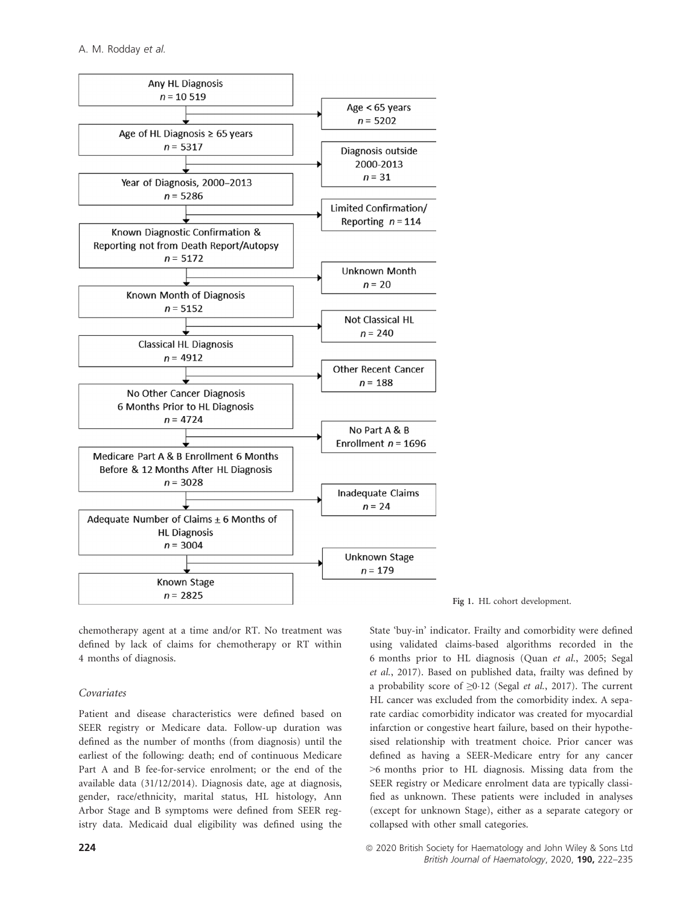Any HL Diagnosis
$n$ = 10 519

Age < 65 years
$n$ = 5202

Age of HL Diagnosis ≥ 65 years
$n$ = 5317

Diagnosis outside 2000-2013
$n$ = 31

Year of Diagnosis, 2000–2013
$n$ = 5286

Limited Confirmation/ Reporting $n$ = 114

Known Diagnostic Confirmation & Reporting not from Death Report/Autopsy
$n$ = 5172

Unknown Month
$n$ = 20

Known Month of Diagnosis
$n$ = 5152

Not Classical HL
$n$ = 240

Classical HL Diagnosis
$n$ = 4912

Other Recent Cancer
$n$ = 188

No Other Cancer Diagnosis 6 Months Prior to HL Diagnosis
$n$ = 4724

No Part A & B Enrollment $n$ = 1696

Medicare Part A & B Enrollment 6 Months Before & 12 Months After HL Diagnosis
$n$ = 3028

Inadequate Claims
$n$ = 24

Adequate Number of Claims ± 6 Months of HL Diagnosis
$n$ = 3004

Unknown Stage
$n$ = 179

Known Stage
$n$ = 2825

**Fig 1.** HL cohort development.

chemotherapy agent at a time and/or RT. No treatment was defined by lack of claims for chemotherapy or RT within 4 months of diagnosis.

### *Covariates*

Patient and disease characteristics were defined based on SEER registry or Medicare data. Follow-up duration was defined as the number of months (from diagnosis) until the earliest of the following: death; end of continuous Medicare Part A and B fee-for-service enrolment; or the end of the available data (31/12/2014). Diagnosis date, age at diagnosis, gender, race/ethnicity, marital status, HL histology, Ann Arbor Stage and B symptoms were defined from SEER registry data. Medicaid dual eligibility was defined using the State 'buy-in' indicator. Frailty and comorbidity were defined using validated claims-based algorithms recorded in the 6 months prior to HL diagnosis (Quan *et al.*, 2005; Segal *et al.*, 2017). Based on published data, frailty was defined by a probability score of ≥0·12 (Segal *et al.*, 2017). The current HL cancer was excluded from the comorbidity index. A separate cardiac comorbidity indicator was created for myocardial infarction or congestive heart failure, based on their hypothesised relationship with treatment choice. Prior cancer was defined as having a SEER-Medicare entry for any cancer >6 months prior to HL diagnosis. Missing data from the SEER registry or Medicare enrolment data are typically classified as unknown. These patients were included in analyses (except for unknown Stage), either as a separate category or collapsed with other small categories.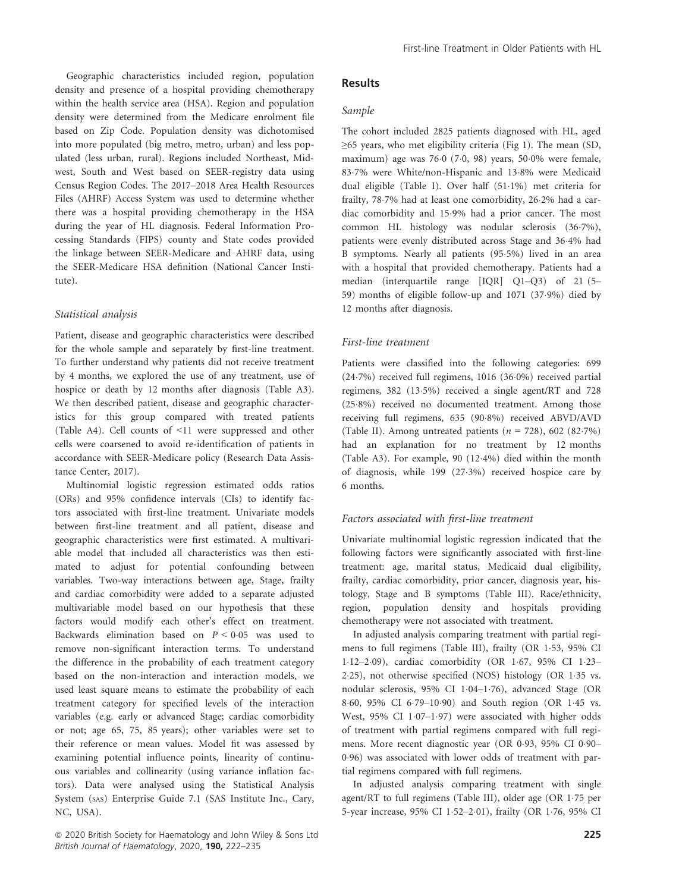Geographic characteristics included region, population density and presence of a hospital providing chemotherapy within the health service area (HSA). Region and population density were determined from the Medicare enrolment file based on Zip Code. Population density was dichotomised into more populated (big metro, metro, urban) and less populated (less urban, rural). Regions included Northeast, Midwest, South and West based on SEER-registry data using Census Region Codes. The 2017–2018 Area Health Resources Files (AHRF) Access System was used to determine whether there was a hospital providing chemotherapy in the HSA during the year of HL diagnosis. Federal Information Processing Standards (FIPS) county and State codes provided the linkage between SEER-Medicare and AHRF data, using the SEER-Medicare HSA definition (National Cancer Institute).

### *Statistical analysis*

Patient, disease and geographic characteristics were described for the whole sample and separately by first-line treatment. To further understand why patients did not receive treatment by 4 months, we explored the use of any treatment, use of hospice or death by 12 months after diagnosis (Table A3). We then described patient, disease and geographic characteristics for this group compared with treated patients (Table A4). Cell counts of <11 were suppressed and other cells were coarsened to avoid re-identification of patients in accordance with SEER-Medicare policy (Research Data Assistance Center, 2017).

Multinomial logistic regression estimated odds ratios (ORs) and 95% confidence intervals (CIs) to identify factors associated with first-line treatment. Univariate models between first-line treatment and all patient, disease and geographic characteristics were first estimated. A multivariable model that included all characteristics was then estimated to adjust for potential confounding between variables. Two-way interactions between age, Stage, frailty and cardiac comorbidity were added to a separate adjusted multivariable model based on our hypothesis that these factors would modify each other's effect on treatment. Backwards elimination based on $P < 0{\cdot}05$ was used to remove non-significant interaction terms. To understand the difference in the probability of each treatment category based on the non-interaction and interaction models, we used least square means to estimate the probability of each treatment category for specified levels of the interaction variables (e.g. early or advanced Stage; cardiac comorbidity or not; age 65, 75, 85 years); other variables were set to their reference or mean values. Model fit was assessed by examining potential influence points, linearity of continuous variables and collinearity (using variance inflation factors). Data were analysed using the Statistical Analysis System (SAS) Enterprise Guide 7.1 (SAS Institute Inc., Cary, NC, USA).

## Results

### *Sample*

The cohort included 2825 patients diagnosed with HL, aged ≥65 years, who met eligibility criteria (Fig 1). The mean (SD, maximum) age was 76·0 (7·0, 98) years, 50·0% were female, 83·7% were White/non-Hispanic and 13·8% were Medicaid dual eligible (Table I). Over half (51·1%) met criteria for frailty, 78·7% had at least one comorbidity, 26·2% had a cardiac comorbidity and 15·9% had a prior cancer. The most common HL histology was nodular sclerosis (36·7%), patients were evenly distributed across Stage and 36·4% had B symptoms. Nearly all patients (95·5%) lived in an area with a hospital that provided chemotherapy. Patients had a median (interquartile range [IQR] Q1–Q3) of 21 (5–59) months of eligible follow-up and 1071 (37·9%) died by 12 months after diagnosis.

### *First-line treatment*

Patients were classified into the following categories: 699 (24·7%) received full regimens, 1016 (36·0%) received partial regimens, 382 (13·5%) received a single agent/RT and 728 (25·8%) received no documented treatment. Among those receiving full regimens, 635 (90·8%) received ABVD/AVD (Table II). Among untreated patients ($n = 728$), 602 (82·7%) had an explanation for no treatment by 12 months (Table A3). For example, 90 (12·4%) died within the month of diagnosis, while 199 (27·3%) received hospice care by 6 months.

### *Factors associated with first-line treatment*

Univariate multinomial logistic regression indicated that the following factors were significantly associated with first-line treatment: age, marital status, Medicaid dual eligibility, frailty, cardiac comorbidity, prior cancer, diagnosis year, histology, Stage and B symptoms (Table III). Race/ethnicity, region, population density and hospitals providing chemotherapy were not associated with treatment.

In adjusted analysis comparing treatment with partial regimens to full regimens (Table III), frailty (OR 1·53, 95% CI 1·12–2·09), cardiac comorbidity (OR 1·67, 95% CI 1·23–2·25), not otherwise specified (NOS) histology (OR 1·35 vs. nodular sclerosis, 95% CI 1·04–1·76), advanced Stage (OR 8·60, 95% CI 6·79–10·90) and South region (OR 1·45 vs. West, 95% CI 1·07–1·97) were associated with higher odds of treatment with partial regimens compared with full regimens. More recent diagnostic year (OR 0·93, 95% CI 0·90–0·96) was associated with lower odds of treatment with partial regimens compared with full regimens.

In adjusted analysis comparing treatment with single agent/RT to full regimens (Table III), older age (OR 1·75 per 5-year increase, 95% CI 1·52–2·01), frailty (OR 1·76, 95% CI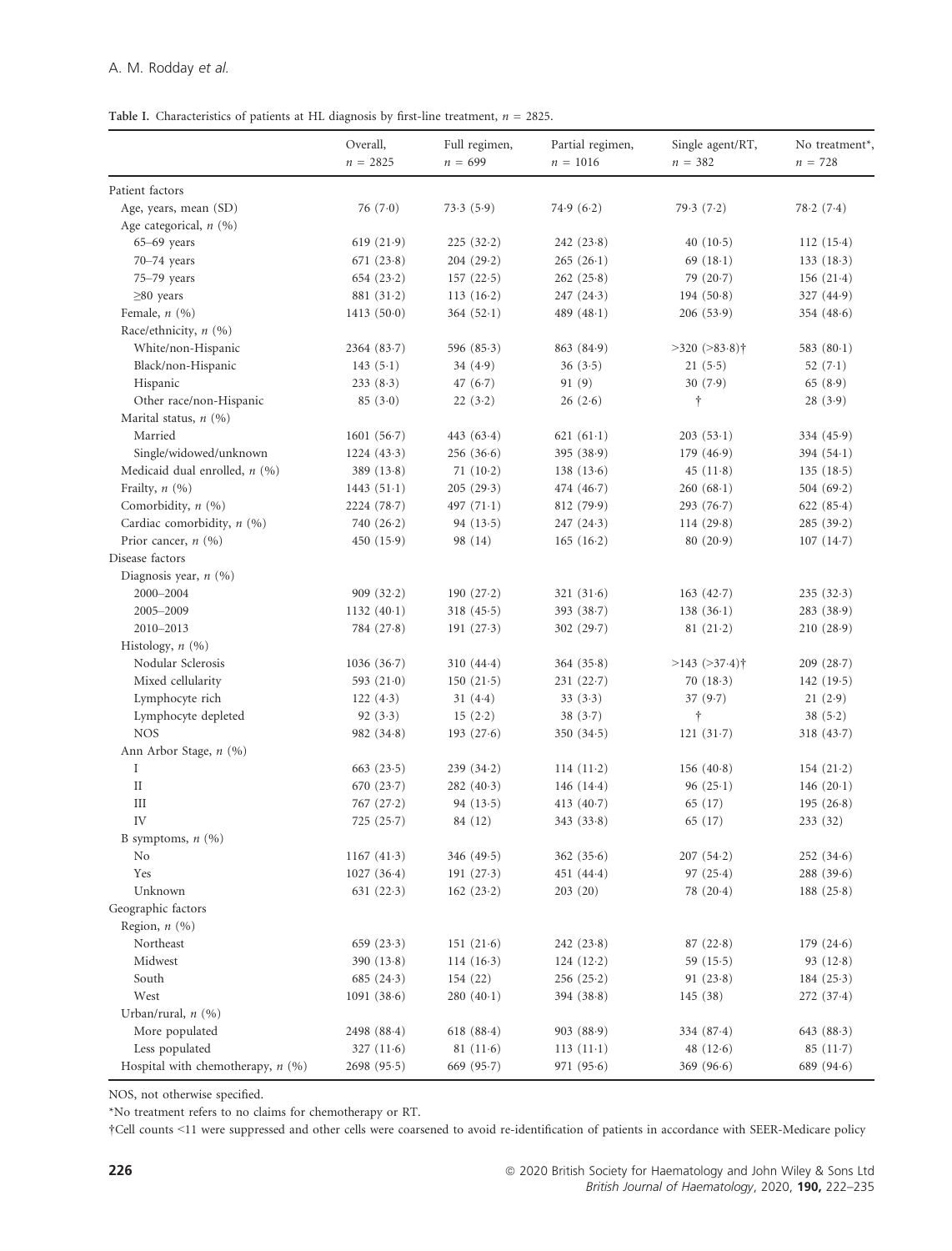**Table I.** Characteristics of patients at HL diagnosis by first-line treatment, $n$ = 2825.

| | Overall, $n$ = 2825 | Full regimen, $n$ = 699 | Partial regimen, $n$ = 1016 | Single agent/RT, $n$ = 382 | No treatment*, $n$ = 728 |
|---|---|---|---|---|---|
| Patient factors | | | | | |
| Age, years, mean (SD) | 76 (7·0) | 73·3 (5·9) | 74·9 (6·2) | 79·3 (7·2) | 78·2 (7·4) |
| Age categorical, $n$ (%) | | | | | |
| 65–69 years | 619 (21·9) | 225 (32·2) | 242 (23·8) | 40 (10·5) | 112 (15·4) |
| 70–74 years | 671 (23·8) | 204 (29·2) | 265 (26·1) | 69 (18·1) | 133 (18·3) |
| 75–79 years | 654 (23·2) | 157 (22·5) | 262 (25·8) | 79 (20·7) | 156 (21·4) |
| ≥80 years | 881 (31·2) | 113 (16·2) | 247 (24·3) | 194 (50·8) | 327 (44·9) |
| Female, $n$ (%) | 1413 (50·0) | 364 (52·1) | 489 (48·1) | 206 (53·9) | 354 (48·6) |
| Race/ethnicity, $n$ (%) | | | | | |
| White/non-Hispanic | 2364 (83·7) | 596 (85·3) | 863 (84·9) | >320 (>83·8)† | 583 (80·1) |
| Black/non-Hispanic | 143 (5·1) | 34 (4·9) | 36 (3·5) | 21 (5·5) | 52 (7·1) |
| Hispanic | 233 (8·3) | 47 (6·7) | 91 (9) | 30 (7·9) | 65 (8·9) |
| Other race/non-Hispanic | 85 (3·0) | 22 (3·2) | 26 (2·6) | † | 28 (3·9) |
| Marital status, $n$ (%) | | | | | |
| Married | 1601 (56·7) | 443 (63·4) | 621 (61·1) | 203 (53·1) | 334 (45·9) |
| Single/widowed/unknown | 1224 (43·3) | 256 (36·6) | 395 (38·9) | 179 (46·9) | 394 (54·1) |
| Medicaid dual enrolled, $n$ (%) | 389 (13·8) | 71 (10·2) | 138 (13·6) | 45 (11·8) | 135 (18·5) |
| Frailty, $n$ (%) | 1443 (51·1) | 205 (29·3) | 474 (46·7) | 260 (68·1) | 504 (69·2) |
| Comorbidity, $n$ (%) | 2224 (78·7) | 497 (71·1) | 812 (79·9) | 293 (76·7) | 622 (85·4) |
| Cardiac comorbidity, $n$ (%) | 740 (26·2) | 94 (13·5) | 247 (24·3) | 114 (29·8) | 285 (39·2) |
| Prior cancer, $n$ (%) | 450 (15·9) | 98 (14) | 165 (16·2) | 80 (20·9) | 107 (14·7) |
| Disease factors | | | | | |
| Diagnosis year, $n$ (%) | | | | | |
| 2000–2004 | 909 (32·2) | 190 (27·2) | 321 (31·6) | 163 (42·7) | 235 (32·3) |
| 2005–2009 | 1132 (40·1) | 318 (45·5) | 393 (38·7) | 138 (36·1) | 283 (38·9) |
| 2010–2013 | 784 (27·8) | 191 (27·3) | 302 (29·7) | 81 (21·2) | 210 (28·9) |
| Histology, $n$ (%) | | | | | |
| Nodular Sclerosis | 1036 (36·7) | 310 (44·4) | 364 (35·8) | >143 (>37·4)† | 209 (28·7) |
| Mixed cellularity | 593 (21·0) | 150 (21·5) | 231 (22·7) | 70 (18·3) | 142 (19·5) |
| Lymphocyte rich | 122 (4·3) | 31 (4·4) | 33 (3·3) | 37 (9·7) | 21 (2·9) |
| Lymphocyte depleted | 92 (3·3) | 15 (2·2) | 38 (3·7) | † | 38 (5·2) |
| NOS | 982 (34·8) | 193 (27·6) | 350 (34·5) | 121 (31·7) | 318 (43·7) |
| Ann Arbor Stage, $n$ (%) | | | | | |
| I | 663 (23·5) | 239 (34·2) | 114 (11·2) | 156 (40·8) | 154 (21·2) |
| II | 670 (23·7) | 282 (40·3) | 146 (14·4) | 96 (25·1) | 146 (20·1) |
| III | 767 (27·2) | 94 (13·5) | 413 (40·7) | 65 (17) | 195 (26·8) |
| IV | 725 (25·7) | 84 (12) | 343 (33·8) | 65 (17) | 233 (32) |
| B symptoms, $n$ (%) | | | | | |
| No | 1167 (41·3) | 346 (49·5) | 362 (35·6) | 207 (54·2) | 252 (34·6) |
| Yes | 1027 (36·4) | 191 (27·3) | 451 (44·4) | 97 (25·4) | 288 (39·6) |
| Unknown | 631 (22·3) | 162 (23·2) | 203 (20) | 78 (20·4) | 188 (25·8) |
| Geographic factors | | | | | |
| Region, $n$ (%) | | | | | |
| Northeast | 659 (23·3) | 151 (21·6) | 242 (23·8) | 87 (22·8) | 179 (24·6) |
| Midwest | 390 (13·8) | 114 (16·3) | 124 (12·2) | 59 (15·5) | 93 (12·8) |
| South | 685 (24·3) | 154 (22) | 256 (25·2) | 91 (23·8) | 184 (25·3) |
| West | 1091 (38·6) | 280 (40·1) | 394 (38·8) | 145 (38) | 272 (37·4) |
| Urban/rural, $n$ (%) | | | | | |
| More populated | 2498 (88·4) | 618 (88·4) | 903 (88·9) | 334 (87·4) | 643 (88·3) |
| Less populated | 327 (11·6) | 81 (11·6) | 113 (11·1) | 48 (12·6) | 85 (11·7) |
| Hospital with chemotherapy, $n$ (%) | 2698 (95·5) | 669 (95·7) | 971 (95·6) | 369 (96·6) | 689 (94·6) |

NOS, not otherwise specified.

*No treatment refers to no claims for chemotherapy or RT.

†Cell counts <11 were suppressed and other cells were coarsened to avoid re-identification of patients in accordance with SEER-Medicare policy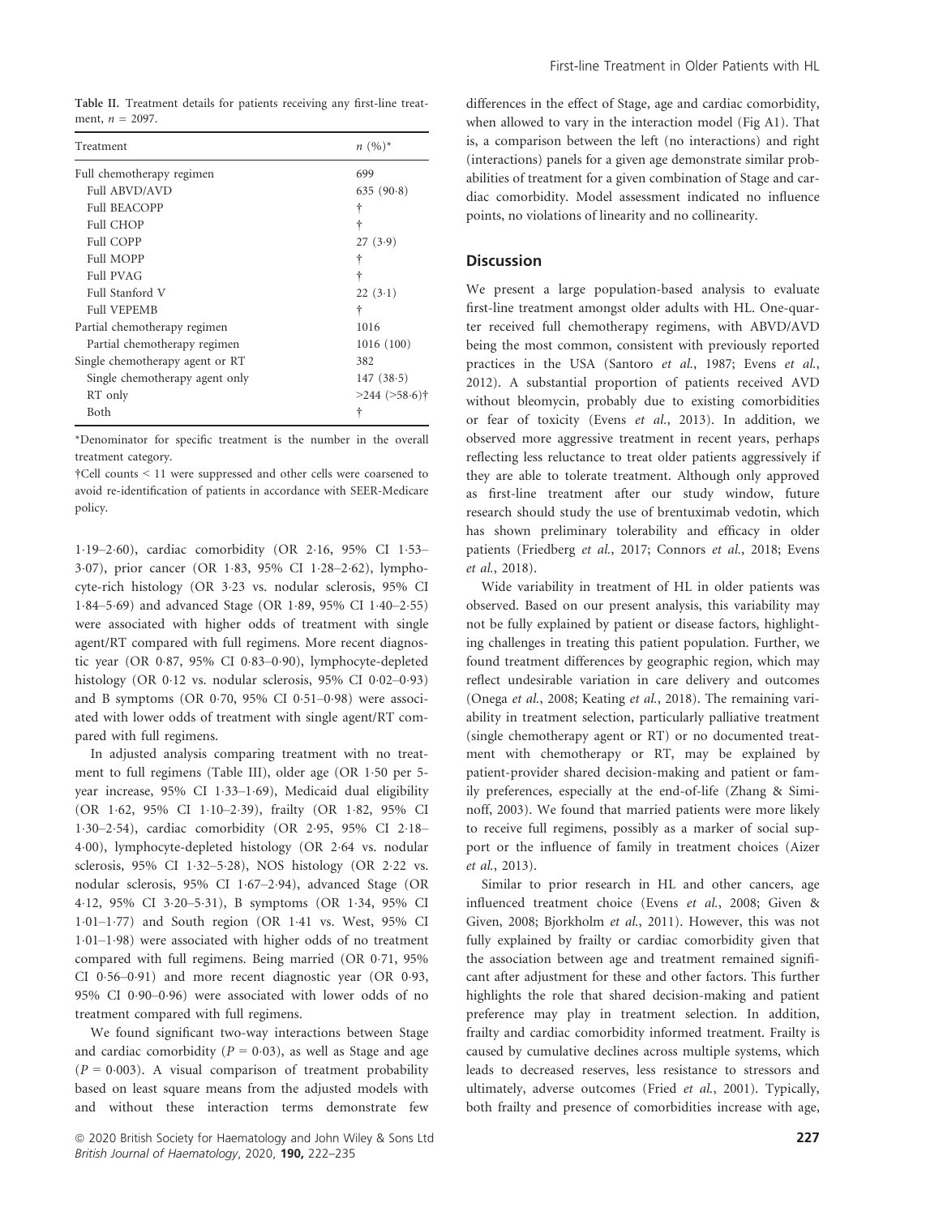Table II. Treatment details for patients receiving any first-line treatment, $n$ = 2097.

| Treatment | $n$ (%)* |
|---|---|
| Full chemotherapy regimen | 699 |
| Full ABVD/AVD | 635 (90·8) |
| Full BEACOPP | † |
| Full CHOP | † |
| Full COPP | 27 (3·9) |
| Full MOPP | † |
| Full PVAG | † |
| Full Stanford V | 22 (3·1) |
| Full VEPEMB | † |
| Partial chemotherapy regimen | 1016 |
| Partial chemotherapy regimen | 1016 (100) |
| Single chemotherapy agent or RT | 382 |
| Single chemotherapy agent only | 147 (38·5) |
| RT only | >244 (>58·6)† |
| Both | † |

*Denominator for specific treatment is the number in the overall treatment category.

†Cell counts < 11 were suppressed and other cells were coarsened to avoid re-identification of patients in accordance with SEER-Medicare policy.

1·19–2·60), cardiac comorbidity (OR 2·16, 95% CI 1·53–3·07), prior cancer (OR 1·83, 95% CI 1·28–2·62), lymphocyte-rich histology (OR 3·23 vs. nodular sclerosis, 95% CI 1·84–5·69) and advanced Stage (OR 1·89, 95% CI 1·40–2·55) were associated with higher odds of treatment with single agent/RT compared with full regimens. More recent diagnostic year (OR 0·87, 95% CI 0·83–0·90), lymphocyte-depleted histology (OR 0·12 vs. nodular sclerosis, 95% CI 0·02–0·93) and B symptoms (OR 0·70, 95% CI 0·51–0·98) were associated with lower odds of treatment with single agent/RT compared with full regimens.

In adjusted analysis comparing treatment with no treatment to full regimens (Table III), older age (OR 1·50 per 5-year increase, 95% CI 1·33–1·69), Medicaid dual eligibility (OR 1·62, 95% CI 1·10–2·39), frailty (OR 1·82, 95% CI 1·30–2·54), cardiac comorbidity (OR 2·95, 95% CI 2·18–4·00), lymphocyte-depleted histology (OR 2·64 vs. nodular sclerosis, 95% CI 1·32–5·28), NOS histology (OR 2·22 vs. nodular sclerosis, 95% CI 1·67–2·94), advanced Stage (OR 4·12, 95% CI 3·20–5·31), B symptoms (OR 1·34, 95% CI 1·01–1·77) and South region (OR 1·41 vs. West, 95% CI 1·01–1·98) were associated with higher odds of no treatment compared with full regimens. Being married (OR 0·71, 95% CI 0·56–0·91) and more recent diagnostic year (OR 0·93, 95% CI 0·90–0·96) were associated with lower odds of no treatment compared with full regimens.

We found significant two-way interactions between Stage and cardiac comorbidity ($P$ = 0·03), as well as Stage and age ($P$ = 0·003). A visual comparison of treatment probability based on least square means from the adjusted models with and without these interaction terms demonstrate few differences in the effect of Stage, age and cardiac comorbidity, when allowed to vary in the interaction model (Fig A1). That is, a comparison between the left (no interactions) and right (interactions) panels for a given age demonstrate similar probabilities of treatment for a given combination of Stage and cardiac comorbidity. Model assessment indicated no influence points, no violations of linearity and no collinearity.

## Discussion

We present a large population-based analysis to evaluate first-line treatment amongst older adults with HL. One-quarter received full chemotherapy regimens, with ABVD/AVD being the most common, consistent with previously reported practices in the USA (Santoro *et al.*, 1987; Evens *et al.*, 2012). A substantial proportion of patients received AVD without bleomycin, probably due to existing comorbidities or fear of toxicity (Evens *et al.*, 2013). In addition, we observed more aggressive treatment in recent years, perhaps reflecting less reluctance to treat older patients aggressively if they are able to tolerate treatment. Although only approved as first-line treatment after our study window, future research should study the use of brentuximab vedotin, which has shown preliminary tolerability and efficacy in older patients (Friedberg *et al.*, 2017; Connors *et al.*, 2018; Evens *et al.*, 2018).

Wide variability in treatment of HL in older patients was observed. Based on our present analysis, this variability may not be fully explained by patient or disease factors, highlighting challenges in treating this patient population. Further, we found treatment differences by geographic region, which may reflect undesirable variation in care delivery and outcomes (Onega *et al.*, 2008; Keating *et al.*, 2018). The remaining variability in treatment selection, particularly palliative treatment (single chemotherapy agent or RT) or no documented treatment with chemotherapy or RT, may be explained by patient-provider shared decision-making and patient or family preferences, especially at the end-of-life (Zhang & Siminoff, 2003). We found that married patients were more likely to receive full regimens, possibly as a marker of social support or the influence of family in treatment choices (Aizer *et al.*, 2013).

Similar to prior research in HL and other cancers, age influenced treatment choice (Evens *et al.*, 2008; Given & Given, 2008; Bjorkholm *et al.*, 2011). However, this was not fully explained by frailty or cardiac comorbidity given that the association between age and treatment remained significant after adjustment for these and other factors. This further highlights the role that shared decision-making and patient preference may play in treatment selection. In addition, frailty and cardiac comorbidity informed treatment. Frailty is caused by cumulative declines across multiple systems, which leads to decreased reserves, less resistance to stressors and ultimately, adverse outcomes (Fried *et al.*, 2001). Typically, both frailty and presence of comorbidities increase with age,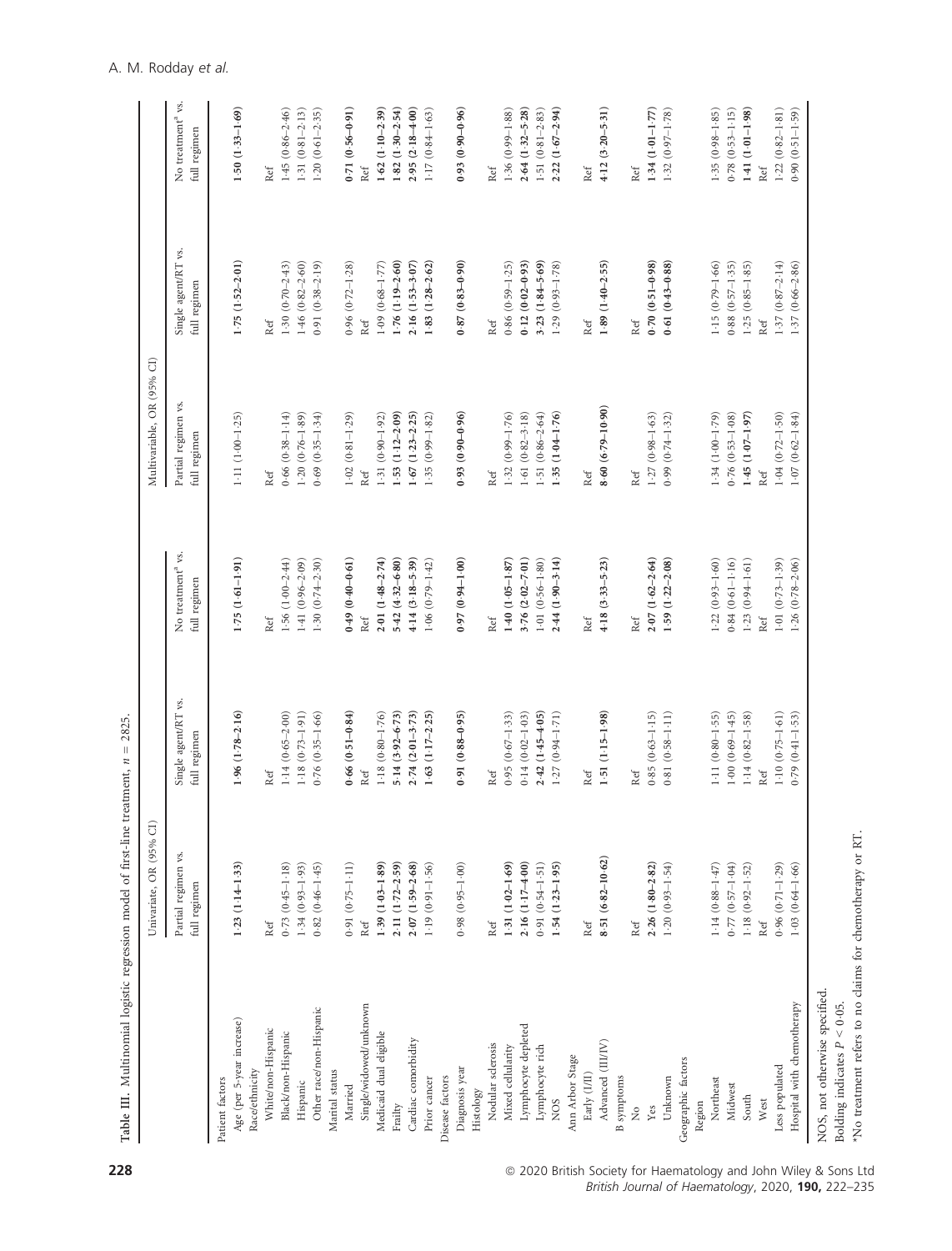Table III. Multinomial logistic regression model of first-line treatment, $n$ = 2825.

| | Univariate, OR (95% CI) | | | Multivariable, OR (95% CI) | | |
|---|---|---|---|---|---|---|
| | Partial regimen vs. full regimen | Single agent/RT vs. full regimen | No treatment[a] vs. full regimen | Partial regimen vs. full regimen | Single agent/RT vs. full regimen | No treatment[a] vs. full regimen |
| Patient factors | | | | | | |
| Age (per 5-year increase) | **1·23 (1·14–1·33)** | **1·96 (1·78–2·16)** | **1·75 (1·61–1·91)** | 1·11 (1·00–1·25) | **1·75 (1·52–2·01)** | **1·50 (1·33–1·69)** |
| Race/ethnicity | | | | | | |
| White/non-Hispanic | Ref | Ref | Ref | Ref | Ref | Ref |
| Black/non-Hispanic | 0·73 (0·45–1·18) | 1·14 (0·65–2·00) | 1·56 (1·00–2·44) | 0·66 (0·38–1·14) | 1·30 (0·70–2·43) | 1·45 (0·86–2·46) |
| Hispanic | 1·34 (0·93–1·93) | 1·18 (0·73–1·91) | 1·41 (0·96–2·09) | 1·20 (0·76–1·89) | 1·46 (0·82–2·60) | 1·31 (0·81–2·13) |
| Other race/non-Hispanic | 0·82 (0·46–1·45) | 0·76 (0·35–1·66) | 1·30 (0·74–2·30) | 0·69 (0·35–1·34) | 0·91 (0·38–2·19) | 1·20 (0·61–2·35) |
| Marital status | | | | | | |
| Married | 0·91 (0·75–1·11) | **0·66 (0·51–0·84)** | **0·49 (0·40–0·61)** | 1·02 (0·81–1·29) | 0·96 (0·72–1·28) | **0·71 (0·56–0·91)** |
| Single/widowed/unknown | Ref | Ref | Ref | Ref | Ref | Ref |
| Medicaid dual eligible | **1·39 (1·03–1·89)** | 1·18 (0·80–1·76) | **2·01 (1·48–2·74)** | 1·31 (0·90–1·92) | 1·09 (0·68–1·77) | **1·62 (1·10–2·39)** |
| Frailty | **2·11 (1·72–2·59)** | **5·14 (3·92–6·73)** | **5·42 (4·32–6·80)** | **1·53 (1·12–2·09)** | **1·76 (1·19–2·60)** | **1·82 (1·30–2·54)** |
| Cardiac comorbidity | **2·07 (1·59–2·68)** | **2·74 (2·01–3·73)** | **4·14 (3·18–5·39)** | **1·67 (1·23–2·25)** | **2·16 (1·53–3·07)** | **2·95 (2·18–4·00)** |
| Prior cancer | 1·19 (0·91–1·56) | **1·63 (1·17–2·25)** | 1·06 (0·79–1·42) | 1·35 (0·99–1·82) | **1·83 (1·28–2·62)** | 1·17 (0·84–1·63) |
| Disease factors | | | | | | |
| Diagnosis year | 0·98 (0·95–1·00) | **0·91 (0·88–0·95)** | 0·97 (0·94–1·00) | **0·93 (0·90–0·96)** | **0·87 (0·83–0·90)** | **0·93 (0·90–0·96)** |
| Histology | | | | | | |
| Nodular sclerosis | Ref | Ref | Ref | Ref | Ref | Ref |
| Mixed cellularity | **1·31 (1·02–1·69)** | 0·95 (0·67–1·33) | **1·40 (1·05–1·87)** | 1·32 (0·99–1·76) | 0·86 (0·59–1·25) | 1·36 (0·99–1·88) |
| Lymphocyte depleted | **2·16 (1·17–4·00)** | 0·14 (0·02–1·03) | **3·76 (2·02–7·01)** | 1·61 (0·82–3·18) | **0·12 (0·02–0·93)** | **2·64 (1·32–5·28)** |
| Lymphocyte rich | 0·91 (0·54–1·51) | **2·42 (1·45–4·05)** | 1·01 (0·56–1·80) | 1·51 (0·86–2·64) | **3·23 (1·84–5·69)** | 1·51 (0·81–2·83) |
| NOS | **1·54 (1·23–1·95)** | 1·27 (0·94–1·71) | **2·44 (1·90–3·14)** | **1·35 (1·04–1·76)** | 1·29 (0·93–1·78) | **2·22 (1·67–2·94)** |
| Ann Arbor Stage | | | | | | |
| Early (I/II) | Ref | Ref | Ref | Ref | Ref | Ref |
| Advanced (III/IV) | **8·51 (6·82–10·62)** | **1·51 (1·15–1·98)** | **4·18 (3·33–5·23)** | **8·60 (6·79–10·90)** | **1·89 (1·40–2·55)** | **4·12 (3·20–5·31)** |
| B symptoms | | | | | | |
| No | Ref | Ref | Ref | Ref | Ref | Ref |
| Yes | **2·26 (1·80–2·82)** | 0·85 (0·63–1·15) | **2·07 (1·62–2·64)** | 1·27 (0·98–1·63) | **0·70 (0·51–0·98)** | **1·34 (1·01–1·77)** |
| Unknown | 1·20 (0·93–1·54) | 0·81 (0·58–1·11) | **1·59 (1·22–2·08)** | 0·99 (0·74–1·32) | **0·61 (0·43–0·88)** | 1·32 (0·97–1·78) |
| Geographic factors | | | | | | |
| Region | | | | | | |
| Northeast | 1·14 (0·88–1·47) | 1·11 (0·80–1·55) | 1·22 (0·93–1·60) | 1·34 (1·00–1·79) | 1·15 (0·79–1·66) | 1·35 (0·98–1·85) |
| Midwest | 0·77 (0·57–1·04) | 1·00 (0·69–1·45) | 0·84 (0·61–1·16) | 0·76 (0·53–1·08) | 0·88 (0·57–1·35) | 0·78 (0·53–1·15) |
| South | 1·18 (0·92–1·52) | 1·14 (0·82–1·58) | 1·23 (0·94–1·61) | **1·45 (1·07–1·97)** | 1·25 (0·85–1·85) | **1·41 (1·01–1·98)** |
| West | Ref | Ref | Ref | Ref | Ref | Ref |
| Less populated | 0·96 (0·71–1·29) | 1·10 (0·75–1·61) | 1·01 (0·73–1·39) | 1·04 (0·72–1·50) | 1·37 (0·87–2·14) | 1·22 (0·82–1·81) |
| Hospital with chemotherapy | 1·03 (0·64–1·66) | 0·79 (0·41–1·53) | 1·26 (0·78–2·06) | 1·07 (0·62–1·84) | 1·37 (0·66–2·86) | 0·90 (0·51–1·59) |

NOS, not otherwise specified.

Bolding indicates $P < 0·05$.

[a]No treatment refers to no claims for chemotherapy or RT.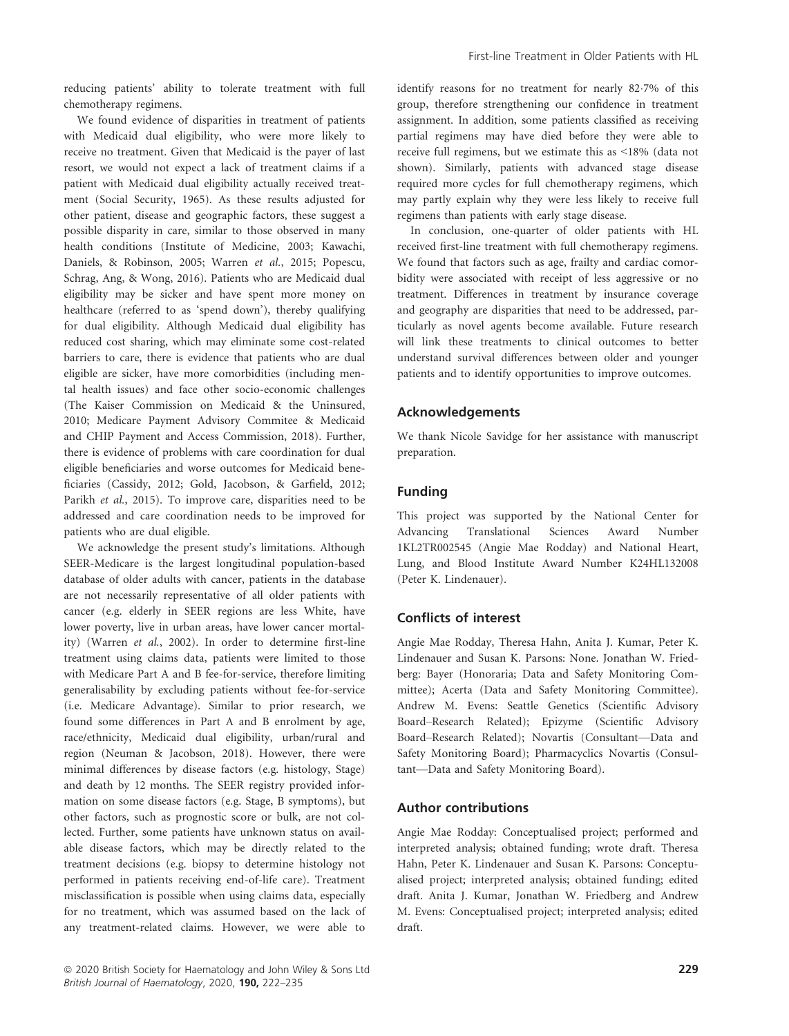reducing patients' ability to tolerate treatment with full chemotherapy regimens.

We found evidence of disparities in treatment of patients with Medicaid dual eligibility, who were more likely to receive no treatment. Given that Medicaid is the payer of last resort, we would not expect a lack of treatment claims if a patient with Medicaid dual eligibility actually received treatment (Social Security, 1965). As these results adjusted for other patient, disease and geographic factors, these suggest a possible disparity in care, similar to those observed in many health conditions (Institute of Medicine, 2003; Kawachi, Daniels, & Robinson, 2005; Warren *et al.*, 2015; Popescu, Schrag, Ang, & Wong, 2016). Patients who are Medicaid dual eligibility may be sicker and have spent more money on healthcare (referred to as 'spend down'), thereby qualifying for dual eligibility. Although Medicaid dual eligibility has reduced cost sharing, which may eliminate some cost-related barriers to care, there is evidence that patients who are dual eligible are sicker, have more comorbidities (including mental health issues) and face other socio-economic challenges (The Kaiser Commission on Medicaid & the Uninsured, 2010; Medicare Payment Advisory Commitee & Medicaid and CHIP Payment and Access Commission, 2018). Further, there is evidence of problems with care coordination for dual eligible beneficiaries and worse outcomes for Medicaid beneficiaries (Cassidy, 2012; Gold, Jacobson, & Garfield, 2012; Parikh *et al.*, 2015). To improve care, disparities need to be addressed and care coordination needs to be improved for patients who are dual eligible.

We acknowledge the present study's limitations. Although SEER-Medicare is the largest longitudinal population-based database of older adults with cancer, patients in the database are not necessarily representative of all older patients with cancer (e.g. elderly in SEER regions are less White, have lower poverty, live in urban areas, have lower cancer mortality) (Warren *et al.*, 2002). In order to determine first-line treatment using claims data, patients were limited to those with Medicare Part A and B fee-for-service, therefore limiting generalisability by excluding patients without fee-for-service (i.e. Medicare Advantage). Similar to prior research, we found some differences in Part A and B enrolment by age, race/ethnicity, Medicaid dual eligibility, urban/rural and region (Neuman & Jacobson, 2018). However, there were minimal differences by disease factors (e.g. histology, Stage) and death by 12 months. The SEER registry provided information on some disease factors (e.g. Stage, B symptoms), but other factors, such as prognostic score or bulk, are not collected. Further, some patients have unknown status on available disease factors, which may be directly related to the treatment decisions (e.g. biopsy to determine histology not performed in patients receiving end-of-life care). Treatment misclassification is possible when using claims data, especially for no treatment, which was assumed based on the lack of any treatment-related claims. However, we were able to identify reasons for no treatment for nearly 82·7% of this group, therefore strengthening our confidence in treatment assignment. In addition, some patients classified as receiving partial regimens may have died before they were able to receive full regimens, but we estimate this as <18% (data not shown). Similarly, patients with advanced stage disease required more cycles for full chemotherapy regimens, which may partly explain why they were less likely to receive full regimens than patients with early stage disease.

In conclusion, one-quarter of older patients with HL received first-line treatment with full chemotherapy regimens. We found that factors such as age, frailty and cardiac comorbidity were associated with receipt of less aggressive or no treatment. Differences in treatment by insurance coverage and geography are disparities that need to be addressed, particularly as novel agents become available. Future research will link these treatments to clinical outcomes to better understand survival differences between older and younger patients and to identify opportunities to improve outcomes.

## Acknowledgements

We thank Nicole Savidge for her assistance with manuscript preparation.

## Funding

This project was supported by the National Center for Advancing Translational Sciences Award Number 1KL2TR002545 (Angie Mae Rodday) and National Heart, Lung, and Blood Institute Award Number K24HL132008 (Peter K. Lindenauer).

## Conflicts of interest

Angie Mae Rodday, Theresa Hahn, Anita J. Kumar, Peter K. Lindenauer and Susan K. Parsons: None. Jonathan W. Friedberg: Bayer (Honoraria; Data and Safety Monitoring Committee); Acerta (Data and Safety Monitoring Committee). Andrew M. Evens: Seattle Genetics (Scientific Advisory Board–Research Related); Epizyme (Scientific Advisory Board–Research Related); Novartis (Consultant—Data and Safety Monitoring Board); Pharmacyclics Novartis (Consultant—Data and Safety Monitoring Board).

## Author contributions

Angie Mae Rodday: Conceptualised project; performed and interpreted analysis; obtained funding; wrote draft. Theresa Hahn, Peter K. Lindenauer and Susan K. Parsons: Conceptualised project; interpreted analysis; obtained funding; edited draft. Anita J. Kumar, Jonathan W. Friedberg and Andrew M. Evens: Conceptualised project; interpreted analysis; edited draft.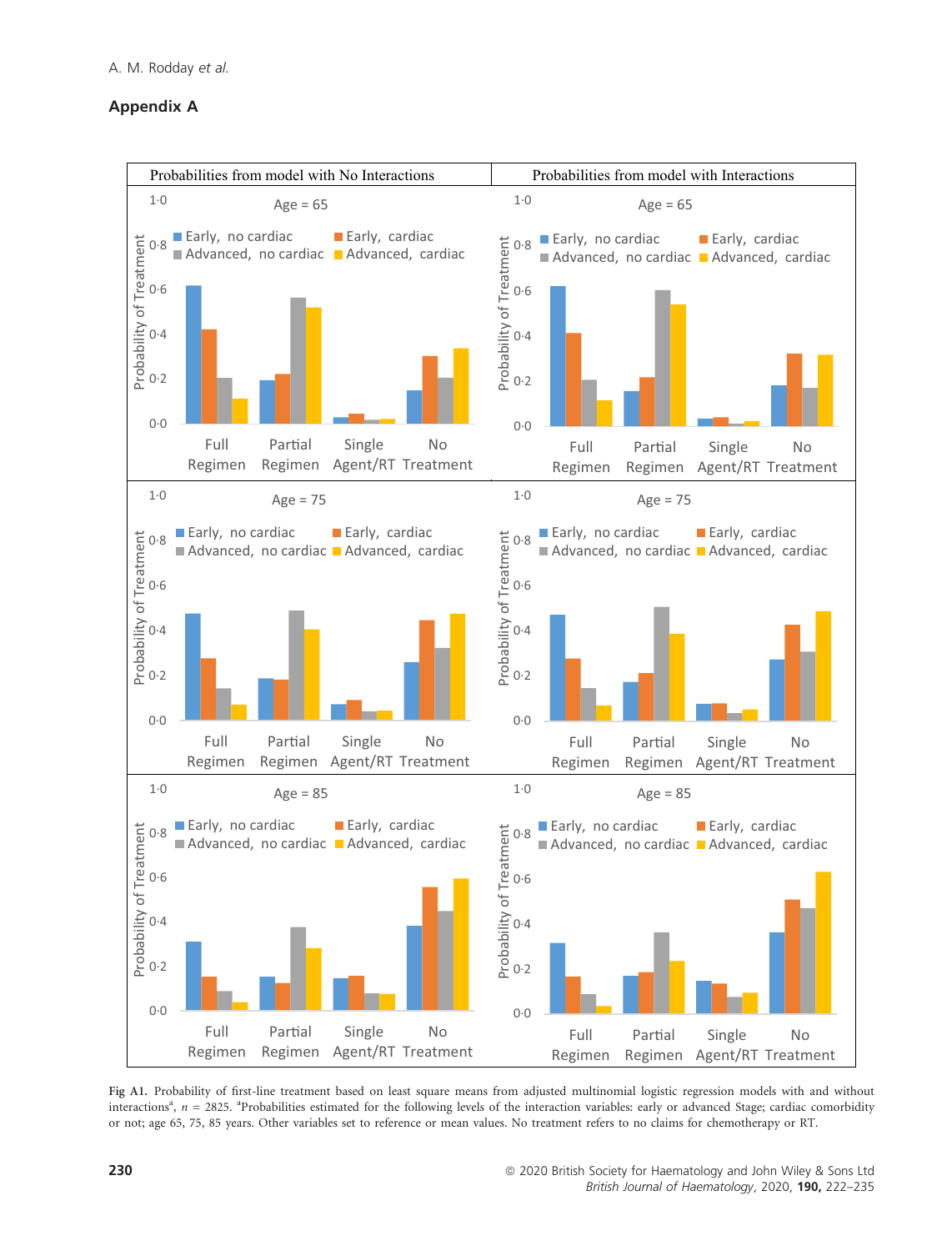## Appendix A

Fig A1. Probability of first-line treatment based on least square means from adjusted multinomial logistic regression models with and without interactions[a], $n$ = 2825. [a]Probabilities estimated for the following levels of the interaction variables: early or advanced Stage; cardiac comorbidity or not; age 65, 75, 85 years. Other variables set to reference or mean values. No treatment refers to no claims for chemotherapy or RT.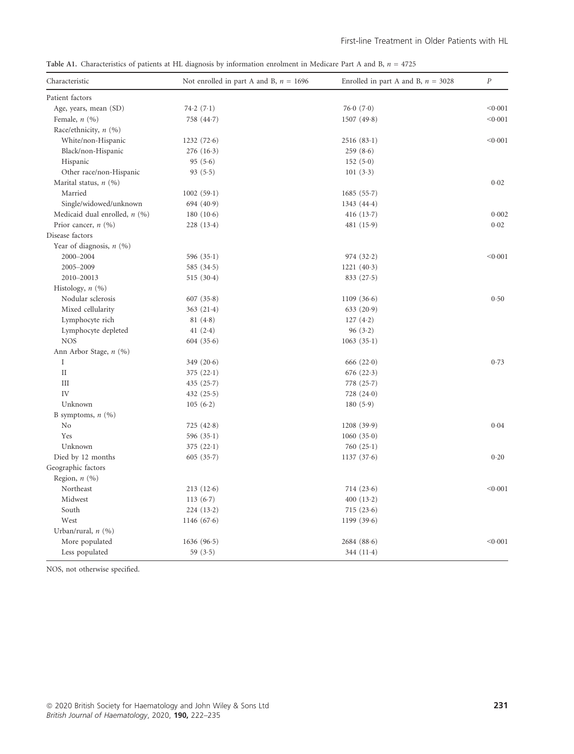**Table A1.** Characteristics of patients at HL diagnosis by information enrolment in Medicare Part A and B, $n$ = 4725

| Characteristic | Not enrolled in part A and B, $n$ = 1696 | Enrolled in part A and B, $n$ = 3028 | $P$ |
|---|---|---|---|
| Patient factors | | | |
| Age, years, mean (SD) | 74·2 (7·1) | 76·0 (7·0) | <0·001 |
| Female, $n$ (%) | 758 (44·7) | 1507 (49·8) | <0·001 |
| Race/ethnicity, $n$ (%) | | | |
| White/non-Hispanic | 1232 (72·6) | 2516 (83·1) | <0·001 |
| Black/non-Hispanic | 276 (16·3) | 259 (8·6) | |
| Hispanic | 95 (5·6) | 152 (5·0) | |
| Other race/non-Hispanic | 93 (5·5) | 101 (3·3) | |
| Marital status, $n$ (%) | | | 0·02 |
| Married | 1002 (59·1) | 1685 (55·7) | |
| Single/widowed/unknown | 694 (40·9) | 1343 (44·4) | |
| Medicaid dual enrolled, $n$ (%) | 180 (10·6) | 416 (13·7) | 0·002 |
| Prior cancer, $n$ (%) | 228 (13·4) | 481 (15·9) | 0·02 |
| Disease factors | | | |
| Year of diagnosis, $n$ (%) | | | |
| 2000–2004 | 596 (35·1) | 974 (32·2) | <0·001 |
| 2005–2009 | 585 (34·5) | 1221 (40·3) | |
| 2010–20013 | 515 (30·4) | 833 (27·5) | |
| Histology, $n$ (%) | | | |
| Nodular sclerosis | 607 (35·8) | 1109 (36·6) | 0·50 |
| Mixed cellularity | 363 (21·4) | 633 (20·9) | |
| Lymphocyte rich | 81 (4·8) | 127 (4·2) | |
| Lymphocyte depleted | 41 (2·4) | 96 (3·2) | |
| NOS | 604 (35·6) | 1063 (35·1) | |
| Ann Arbor Stage, $n$ (%) | | | |
| I | 349 (20·6) | 666 (22·0) | 0·73 |
| II | 375 (22·1) | 676 (22·3) | |
| III | 435 (25·7) | 778 (25·7) | |
| IV | 432 (25·5) | 728 (24·0) | |
| Unknown | 105 (6·2) | 180 (5·9) | |
| B symptoms, $n$ (%) | | | |
| No | 725 (42·8) | 1208 (39·9) | 0·04 |
| Yes | 596 (35·1) | 1060 (35·0) | |
| Unknown | 375 (22·1) | 760 (25·1) | |
| Died by 12 months | 605 (35·7) | 1137 (37·6) | 0·20 |
| Geographic factors | | | |
| Region, $n$ (%) | | | |
| Northeast | 213 (12·6) | 714 (23·6) | <0·001 |
| Midwest | 113 (6·7) | 400 (13·2) | |
| South | 224 (13·2) | 715 (23·6) | |
| West | 1146 (67·6) | 1199 (39·6) | |
| Urban/rural, $n$ (%) | | | |
| More populated | 1636 (96·5) | 2684 (88·6) | <0·001 |
| Less populated | 59 (3·5) | 344 (11·4) | |

NOS, not otherwise specified.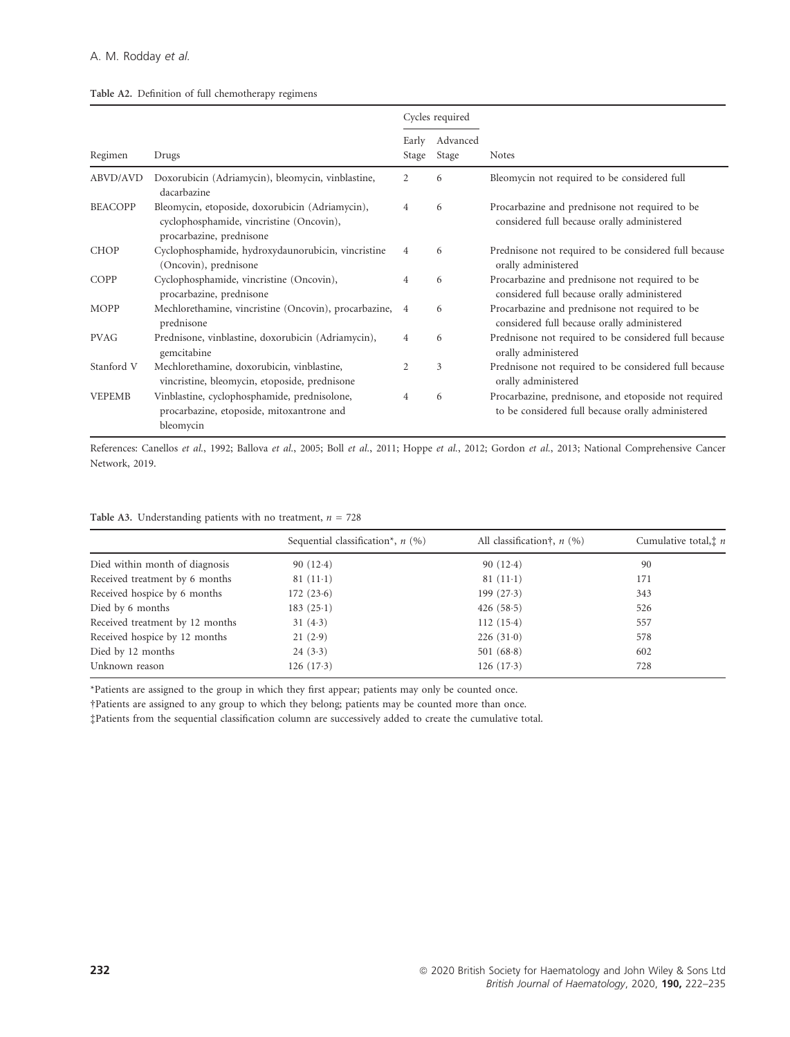**Table A2.** Definition of full chemotherapy regimens

| Regimen | Drugs | Cycles required | | Notes |
|---|---|---|---|---|
| | | Early Stage | Advanced Stage | |
| ABVD/AVD | Doxorubicin (Adriamycin), bleomycin, vinblastine, dacarbazine | 2 | 6 | Bleomycin not required to be considered full |
| BEACOPP | Bleomycin, etoposide, doxorubicin (Adriamycin), cyclophosphamide, vincristine (Oncovin), procarbazine, prednisone | 4 | 6 | Procarbazine and prednisone not required to be considered full because orally administered |
| CHOP | Cyclophosphamide, hydroxydaunorubicin, vincristine (Oncovin), prednisone | 4 | 6 | Prednisone not required to be considered full because orally administered |
| COPP | Cyclophosphamide, vincristine (Oncovin), procarbazine, prednisone | 4 | 6 | Procarbazine and prednisone not required to be considered full because orally administered |
| MOPP | Mechlorethamine, vincristine (Oncovin), procarbazine, prednisone | 4 | 6 | Procarbazine and prednisone not required to be considered full because orally administered |
| PVAG | Prednisone, vinblastine, doxorubicin (Adriamycin), gemcitabine | 4 | 6 | Prednisone not required to be considered full because orally administered |
| Stanford V | Mechlorethamine, doxorubicin, vinblastine, vincristine, bleomycin, etoposide, prednisone | 2 | 3 | Prednisone not required to be considered full because orally administered |
| VEPEMB | Vinblastine, cyclophosphamide, prednisolone, procarbazine, etoposide, mitoxantrone and bleomycin | 4 | 6 | Procarbazine, prednisone, and etoposide not required to be considered full because orally administered |

References: Canellos *et al.*, 1992; Ballova *et al.*, 2005; Boll *et al.*, 2011; Hoppe *et al.*, 2012; Gordon *et al.*, 2013; National Comprehensive Cancer Network, 2019.

**Table A3.** Understanding patients with no treatment, $n$ = 728

| | Sequential classification*, $n$ (%) | All classification†, $n$ (%) | Cumulative total,‡ $n$ |
|---|---|---|---|
| Died within month of diagnosis | 90 (12·4) | 90 (12·4) | 90 |
| Received treatment by 6 months | 81 (11·1) | 81 (11·1) | 171 |
| Received hospice by 6 months | 172 (23·6) | 199 (27·3) | 343 |
| Died by 6 months | 183 (25·1) | 426 (58·5) | 526 |
| Received treatment by 12 months | 31 (4·3) | 112 (15·4) | 557 |
| Received hospice by 12 months | 21 (2·9) | 226 (31·0) | 578 |
| Died by 12 months | 24 (3·3) | 501 (68·8) | 602 |
| Unknown reason | 126 (17·3) | 126 (17·3) | 728 |

*Patients are assigned to the group in which they first appear; patients may only be counted once.

†Patients are assigned to any group to which they belong; patients may be counted more than once.

‡Patients from the sequential classification column are successively added to create the cumulative total.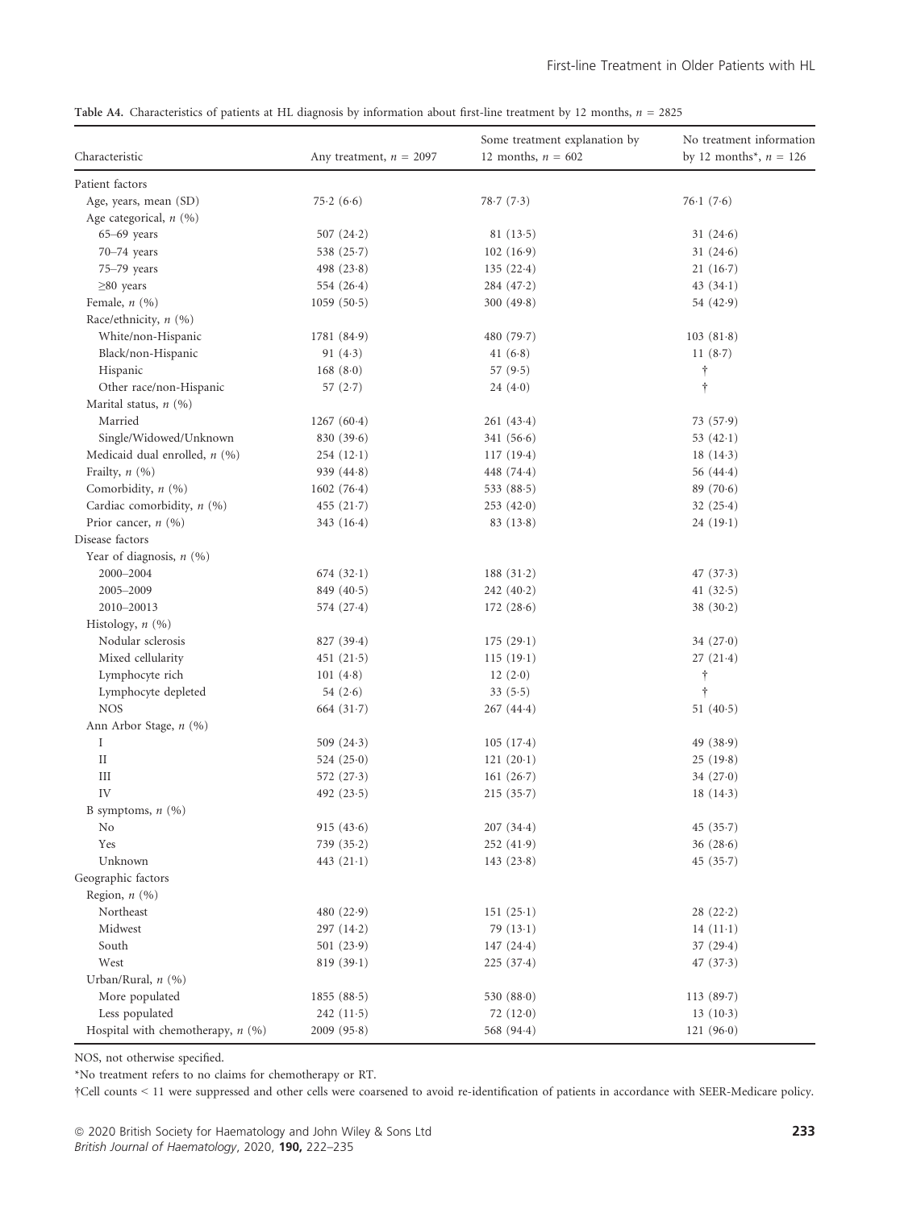**Table A4.** Characteristics of patients at HL diagnosis by information about first-line treatment by 12 months, $n$ = 2825

| Characteristic | Any treatment, $n$ = 2097 | Some treatment explanation by 12 months, $n$ = 602 | No treatment information by 12 months*, $n$ = 126 |
|---|---|---|---|
| Patient factors | | | |
| Age, years, mean (SD) | 75·2 (6·6) | 78·7 (7·3) | 76·1 (7·6) |
| Age categorical, $n$ (%) | | | |
| 65–69 years | 507 (24·2) | 81 (13·5) | 31 (24·6) |
| 70–74 years | 538 (25·7) | 102 (16·9) | 31 (24·6) |
| 75–79 years | 498 (23·8) | 135 (22·4) | 21 (16·7) |
| ≥80 years | 554 (26·4) | 284 (47·2) | 43 (34·1) |
| Female, $n$ (%) | 1059 (50·5) | 300 (49·8) | 54 (42·9) |
| Race/ethnicity, $n$ (%) | | | |
| White/non-Hispanic | 1781 (84·9) | 480 (79·7) | 103 (81·8) |
| Black/non-Hispanic | 91 (4·3) | 41 (6·8) | 11 (8·7) |
| Hispanic | 168 (8·0) | 57 (9·5) | † |
| Other race/non-Hispanic | 57 (2·7) | 24 (4·0) | † |
| Marital status, $n$ (%) | | | |
| Married | 1267 (60·4) | 261 (43·4) | 73 (57·9) |
| Single/Widowed/Unknown | 830 (39·6) | 341 (56·6) | 53 (42·1) |
| Medicaid dual enrolled, $n$ (%) | 254 (12·1) | 117 (19·4) | 18 (14·3) |
| Frailty, $n$ (%) | 939 (44·8) | 448 (74·4) | 56 (44·4) |
| Comorbidity, $n$ (%) | 1602 (76·4) | 533 (88·5) | 89 (70·6) |
| Cardiac comorbidity, $n$ (%) | 455 (21·7) | 253 (42·0) | 32 (25·4) |
| Prior cancer, $n$ (%) | 343 (16·4) | 83 (13·8) | 24 (19·1) |
| Disease factors | | | |
| Year of diagnosis, $n$ (%) | | | |
| 2000–2004 | 674 (32·1) | 188 (31·2) | 47 (37·3) |
| 2005–2009 | 849 (40·5) | 242 (40·2) | 41 (32·5) |
| 2010–20013 | 574 (27·4) | 172 (28·6) | 38 (30·2) |
| Histology, $n$ (%) | | | |
| Nodular sclerosis | 827 (39·4) | 175 (29·1) | 34 (27·0) |
| Mixed cellularity | 451 (21·5) | 115 (19·1) | 27 (21·4) |
| Lymphocyte rich | 101 (4·8) | 12 (2·0) | † |
| Lymphocyte depleted | 54 (2·6) | 33 (5·5) | † |
| NOS | 664 (31·7) | 267 (44·4) | 51 (40·5) |
| Ann Arbor Stage, $n$ (%) | | | |
| I | 509 (24·3) | 105 (17·4) | 49 (38·9) |
| II | 524 (25·0) | 121 (20·1) | 25 (19·8) |
| III | 572 (27·3) | 161 (26·7) | 34 (27·0) |
| IV | 492 (23·5) | 215 (35·7) | 18 (14·3) |
| B symptoms, $n$ (%) | | | |
| No | 915 (43·6) | 207 (34·4) | 45 (35·7) |
| Yes | 739 (35·2) | 252 (41·9) | 36 (28·6) |
| Unknown | 443 (21·1) | 143 (23·8) | 45 (35·7) |
| Geographic factors | | | |
| Region, $n$ (%) | | | |
| Northeast | 480 (22·9) | 151 (25·1) | 28 (22·2) |
| Midwest | 297 (14·2) | 79 (13·1) | 14 (11·1) |
| South | 501 (23·9) | 147 (24·4) | 37 (29·4) |
| West | 819 (39·1) | 225 (37·4) | 47 (37·3) |
| Urban/Rural, $n$ (%) | | | |
| More populated | 1855 (88·5) | 530 (88·0) | 113 (89·7) |
| Less populated | 242 (11·5) | 72 (12·0) | 13 (10·3) |
| Hospital with chemotherapy, $n$ (%) | 2009 (95·8) | 568 (94·4) | 121 (96·0) |

NOS, not otherwise specified.

*No treatment refers to no claims for chemotherapy or RT.

†Cell counts < 11 were suppressed and other cells were coarsened to avoid re-identification of patients in accordance with SEER-Medicare policy.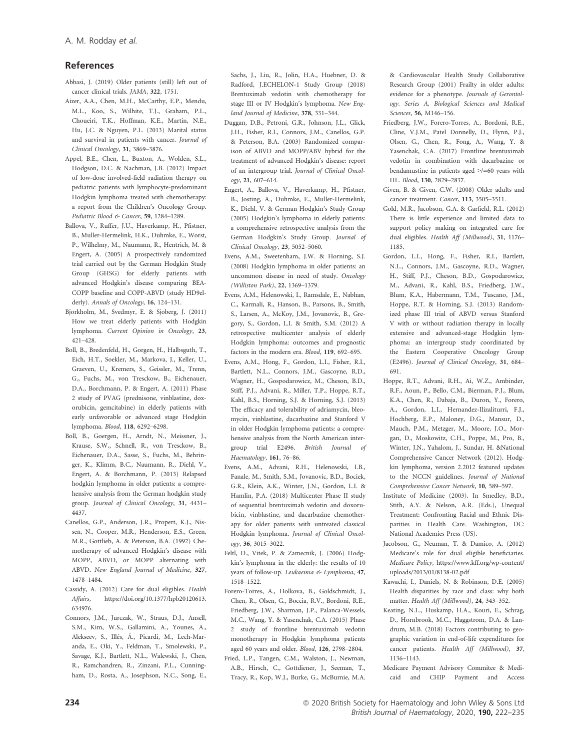## References

Abbasi, J. (2019) Older patients (still) left out of cancer clinical trials. *JAMA*, **322**, 1751.

Aizer, A.A., Chen, M.H., McCarthy, E.P., Mendu, M.L., Koo, S., Wilhite, T.J., Graham, P.L., Choueiri, T.K., Hoffman, K.E., Martin, N.E., Hu, J.C. & Nguyen, P.L. (2013) Marital status and survival in patients with cancer. *Journal of Clinical Oncology*, **31**, 3869–3876.

Appel, B.E., Chen, L., Buxton, A., Wolden, S.L., Hodgson, D.C. & Nachman, J.B. (2012) Impact of low-dose involved-field radiation therapy on pediatric patients with lymphocyte-predominant Hodgkin lymphoma treated with chemotherapy: a report from the Children's Oncology Group. *Pediatric Blood & Cancer*, **59**, 1284–1289.

Ballova, V., Ruffer, J.U., Haverkamp, H., Pfistner, B., Muller-Hermelink, H.K., Duhmke, E., Worst, P., Wilhelmy, M., Naumann, R., Hentrich, M. & Engert, A. (2005) A prospectively randomized trial carried out by the German Hodgkin Study Group (GHSG) for elderly patients with advanced Hodgkin's disease comparing BEA-COPP baseline and COPP-ABVD (study HD9elderly). *Annals of Oncology*, **16**, 124–131.

Bjorkholm, M., Svedmyr, E. & Sjoberg, J. (2011) How we treat elderly patients with Hodgkin lymphoma. *Current Opinion in Oncology*, **23**, 421–428.

Boll, B., Bredenfeld, H., Gorgen, H., Halbsguth, T., Eich, H.T., Soekler, M., Markova, J., Keller, U., Graeven, U., Kremers, S., Geissler, M., Trenn, G., Fuchs, M., von Tresckow, B., Eichenauer, D.A., Borchmann, P. & Engert, A. (2011) Phase 2 study of PVAG (prednisone, vinblastine, doxorubicin, gemcitabine) in elderly patients with early unfavorable or advanced stage Hodgkin lymphoma. *Blood*, **118**, 6292–6298.

Boll, B., Goergen, H., Arndt, N., Meissner, J., Krause, S.W., Schnell, R., von Tresckow, B., Eichenauer, D.A., Sasse, S., Fuchs, M., Behringer, K., Klimm, B.C., Naumann, R., Diehl, V., Engert, A. & Borchmann, P. (2013) Relapsed hodgkin lymphoma in older patients: a comprehensive analysis from the German hodgkin study group. *Journal of Clinical Oncology*, **31**, 4431–4437.

Canellos, G.P., Anderson, J.R., Propert, K.J., Nissen, N., Cooper, M.R., Henderson, E.S., Green, M.R., Gottlieb, A. & Peterson, B.A. (1992) Chemotherapy of advanced Hodgkin's disease with MOPP, ABVD, or MOPP alternating with ABVD. *New England Journal of Medicine*, **327**, 1478–1484.

Cassidy, A. (2012) Care for dual eligibles. *Health Affairs*, https://doi.org/10.1377/hpb20120613.634976.

Connors, J.M., Jurczak, W., Straus, D.J., Ansell, S.M., Kim, W.S., Gallamini, A., Younes, A., Alekseev, S., Illés, Á., Picardi, M., Lech-Maranda, E., Oki, Y., Feldman, T., Smolewski, P., Savage, K.J., Bartlett, N.L., Walewski, J., Chen, R., Ramchandren, R., Zinzani, P.L., Cunningham, D., Rosta, A., Josephson, N.C., Song, E., Sachs, J., Liu, R., Jolin, H.A., Huebner, D. & Radford, J.ECHELON-1 Study Group (2018) Brentuximab vedotin with chemotherapy for stage III or IV Hodgkin's lymphoma. *New England Journal of Medicine*, **378**, 331–344.

Duggan, D.B., Petroni, G.R., Johnson, J.L., Glick, J.H., Fisher, R.I., Connors, J.M., Canellos, G.P. & Peterson, B.A. (2003) Randomized comparison of ABVD and MOPP/ABV hybrid for the treatment of advanced Hodgkin's disease: report of an intergroup trial. *Journal of Clinical Oncology*, **21**, 607–614.

Engert, A., Ballova, V., Haverkamp, H., Pfistner, B., Josting, A., Duhmke, E., Muller-Hermelink, K., Diehl, V. & German Hodgkin's Study Group (2005) Hodgkin's lymphoma in elderly patients: a comprehensive retrospective analysis from the German Hodgkin's Study Group. *Journal of Clinical Oncology*, **23**, 5052–5060.

Evens, A.M., Sweetenham, J.W. & Horning, S.J. (2008) Hodgkin lymphoma in older patients: an uncommon disease in need of study. *Oncology (Williston Park)*, **22**, 1369–1379.

Evens, A.M., Helenowski, I., Ramsdale, E., Nabhan, C., Karmali, R., Hanson, B., Parsons, B., Smith, S., Larsen, A., McKoy, J.M., Jovanovic, B., Gregory, S., Gordon, L.I. & Smith, S.M. (2012) A retrospective multicenter analysis of elderly Hodgkin lymphoma: outcomes and prognostic factors in the modern era. *Blood*, **119**, 692–695.

Evens, A.M., Hong, F., Gordon, L.I., Fisher, R.I., Bartlett, N.L., Connors, J.M., Gascoyne, R.D., Wagner, H., Gospodarowicz, M., Cheson, B.D., Stiff, P.J., Advani, R., Miller, T.P., Hoppe, R.T., Kahl, B.S., Horning, S.J. & Horning, S.J. (2013) The efficacy and tolerability of adriamycin, bleomycin, vinblastine, dacarbazine and Stanford V in older Hodgkin lymphoma patients: a comprehensive analysis from the North American intergroup trial E2496. *British Journal of Haematology*, **161**, 76–86.

Evens, A.M., Advani, R.H., Helenowski, I.B., Fanale, M., Smith, S.M., Jovanovic, B.D., Bociek, G.R., Klein, A.K., Winter, J.N., Gordon, L.I. & Hamlin, P.A. (2018) Multicenter Phase II study of sequential brentuximab vedotin and doxorubicin, vinblastine, and dacarbazine chemotherapy for older patients with untreated classical Hodgkin lymphoma. *Journal of Clinical Oncology*, **36**, 3015–3022.

Feltl, D., Vitek, P. & Zamecnik, J. (2006) Hodgkin's lymphoma in the elderly: the results of 10 years of follow-up. *Leukaemia & Lymphoma*, **47**, 1518–1522.

Forero-Torres, A., Holkova, B., Goldschmidt, J., Chen, R., Olsen, G., Boccia, R.V., Bordoni, R.E., Friedberg, J.W., Sharman, J.P., Palanca-Wessels, M.C., Wang, Y. & Yasenchak, C.A. (2015) Phase 2 study of frontline brentuximab vedotin monotherapy in Hodgkin lymphoma patients aged 60 years and older. *Blood*, **126**, 2798–2804.

Fried, L.P., Tangen, C.M., Walston, J., Newman, A.B., Hirsch, C., Gottdiener, J., Seeman, T., Tracy, R., Kop, W.J., Burke, G., McBurnie, M.A. & Cardiovascular Health Study Collaborative Research Group (2001) Frailty in older adults: evidence for a phenotype. *Journals of Gerontology. Series A, Biological Sciences and Medical Sciences*, **56**, M146–156.

Friedberg, J.W., Forero-Torres, A., Bordoni, R.E., Cline, V.J.M., Patel Donnelly, D., Flynn, P.J., Olsen, G., Chen, R., Fong, A., Wang, Y. & Yasenchak, C.A. (2017) Frontline brentuximab vedotin in combination with dacarbazine or bendamustine in patients aged >/=60 years with HL. *Blood*, **130**, 2829–2837.

Given, B. & Given, C.W. (2008) Older adults and cancer treatment. *Cancer*, **113**, 3505–3511.

Gold, M.R., Jacobson, G.A. & Garfield, R.L. (2012) There is little experience and limited data to support policy making on integrated care for dual eligibles. *Health Aff (Millwood)*, **31**, 1176–1185.

Gordon, L.I., Hong, F., Fisher, R.I., Bartlett, N.L., Connors, J.M., Gascoyne, R.D., Wagner, H., Stiff, P.J., Cheson, B.D., Gospodarowicz, M., Advani, R., Kahl, B.S., Friedberg, J.W., Blum, K.A., Habermann, T.M., Tuscano, J.M., Hoppe, R.T. & Horning, S.J. (2013) Randomized phase III trial of ABVD versus Stanford V with or without radiation therapy in locally extensive and advanced-stage Hodgkin lymphoma: an intergroup study coordinated by the Eastern Cooperative Oncology Group (E2496). *Journal of Clinical Oncology*, **31**, 684–691.

Hoppe, R.T., Advani, R.H., Ai, W.Z., Ambinder, R.F., Aoun, P., Bello, C.M., Bierman, P.J., Blum, K.A., Chen, R., Dabaja, B., Duron, Y., Forero, A., Gordon, L.I., Hernandez-Ilizaliturri, F.J., Hochberg, E.P., Maloney, D.G., Mansur, D., Mauch, P.M., Metzger, M., Moore, J.O., Morgan, D., Moskowitz, C.H., Poppe, M., Pro, B., Winter, J.N., Yahalom, J., Sundar, H. &National Comprehensive Cancer Network (2012). Hodgkin lymphoma, version 2.2012 featured updates to the NCCN guidelines. *Journal of National Comprehensive Cancer Network*, **10**, 589–597.

Institute of Medicine (2003). In Smedley, B.D., Stith, A.Y. & Nelson, A.R. (Eds.), Unequal Treatment: Confronting Racial and Ethnic Disparities in Health Care. Washington, DC: National Academies Press (US).

Jacobson, G., Neuman, T. & Damico, A. (2012) Medicare's role for dual eligible beneficiaries. *Medicare Policy*, https://www.kff.org/wp-content/uploads/2013/01/8138-02.pdf

Kawachi, I., Daniels, N. & Robinson, D.E. (2005) Health disparities by race and class: why both matter. *Health Aff (Millwood)*, **24**, 343–352.

Keating, N.L., Huskamp, H.A., Kouri, E., Schrag, D., Hornbrook, M.C., Haggstrom, D.A. & Landrum, M.B. (2018) Factors contributing to geographic variation in end-of-life expenditures for cancer patients. *Health Aff (Millwood)*, **37**, 1136–1143.

Medicare Payment Advisory Commitee & Medicaid and CHIP Payment and Access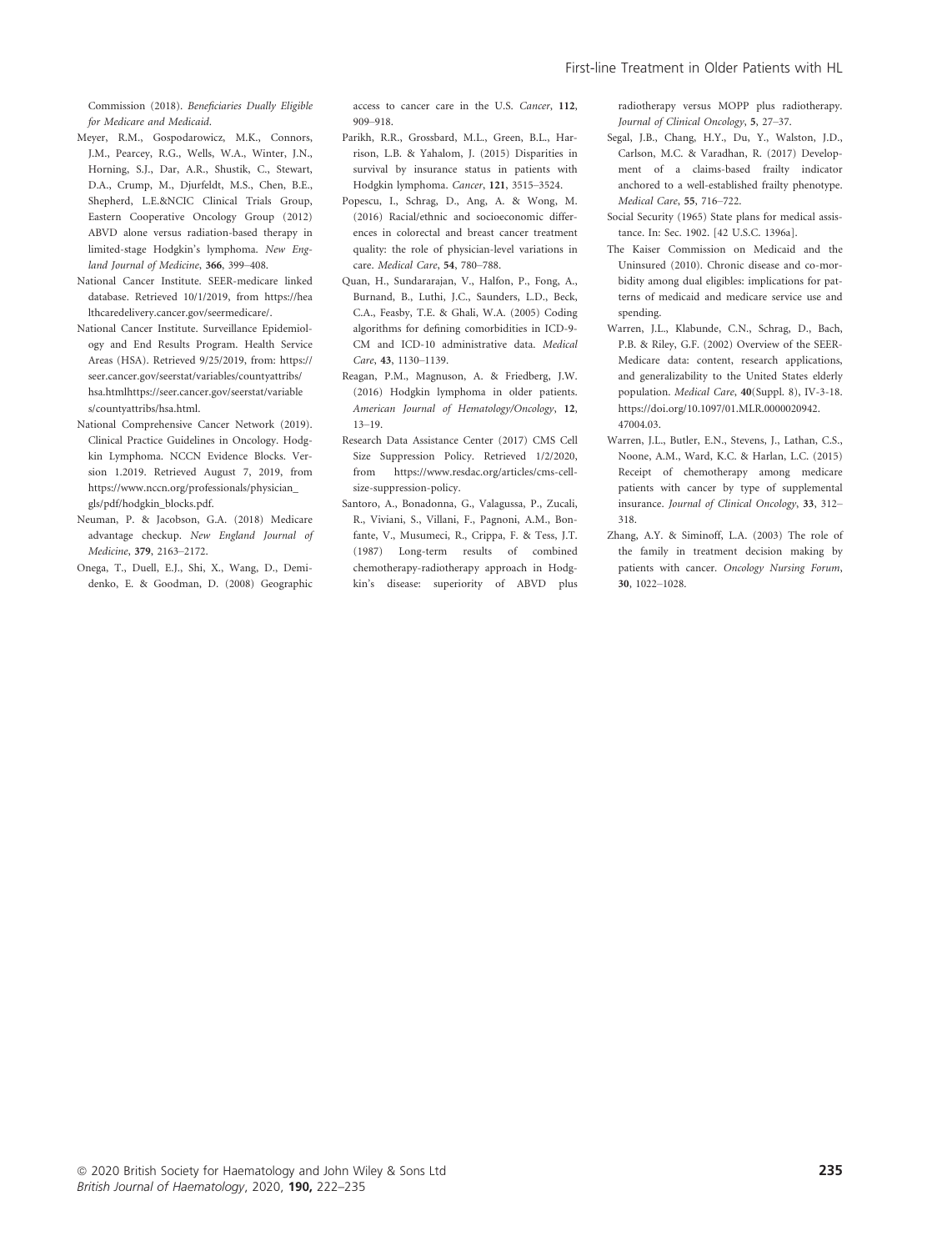Commission (2018). *Beneficiaries Dually Eligible for Medicare and Medicaid*.

Meyer, R.M., Gospodarowicz, M.K., Connors, J.M., Pearcey, R.G., Wells, W.A., Winter, J.N., Horning, S.J., Dar, A.R., Shustik, C., Stewart, D.A., Crump, M., Djurfeldt, M.S., Chen, B.E., Shepherd, L.E.&NCIC Clinical Trials Group, Eastern Cooperative Oncology Group (2012) ABVD alone versus radiation-based therapy in limited-stage Hodgkin's lymphoma. *New England Journal of Medicine*, **366**, 399–408.

National Cancer Institute. SEER-medicare linked database. Retrieved 10/1/2019, from https://healthcaredelivery.cancer.gov/seermedicare/.

National Cancer Institute. Surveillance Epidemiology and End Results Program. Health Service Areas (HSA). Retrieved 9/25/2019, from: https://seer.cancer.gov/seerstat/variables/countyattribs/hsa.htmlhttps://seer.cancer.gov/seerstat/variables/countyattribs/hsa.html.

National Comprehensive Cancer Network (2019). Clinical Practice Guidelines in Oncology. Hodgkin Lymphoma. NCCN Evidence Blocks. Version 1.2019. Retrieved August 7, 2019, from https://www.nccn.org/professionals/physician_gls/pdf/hodgkin_blocks.pdf.

Neuman, P. & Jacobson, G.A. (2018) Medicare advantage checkup. *New England Journal of Medicine*, **379**, 2163–2172.

Onega, T., Duell, E.J., Shi, X., Wang, D., Demidenko, E. & Goodman, D. (2008) Geographic access to cancer care in the U.S. *Cancer*, **112**, 909–918.

Parikh, R.R., Grossbard, M.L., Green, B.L., Harrison, L.B. & Yahalom, J. (2015) Disparities in survival by insurance status in patients with Hodgkin lymphoma. *Cancer*, **121**, 3515–3524.

Popescu, I., Schrag, D., Ang, A. & Wong, M. (2016) Racial/ethnic and socioeconomic differences in colorectal and breast cancer treatment quality: the role of physician-level variations in care. *Medical Care*, **54**, 780–788.

Quan, H., Sundararajan, V., Halfon, P., Fong, A., Burnand, B., Luthi, J.C., Saunders, L.D., Beck, C.A., Feasby, T.E. & Ghali, W.A. (2005) Coding algorithms for defining comorbidities in ICD-9-CM and ICD-10 administrative data. *Medical Care*, **43**, 1130–1139.

Reagan, P.M., Magnuson, A. & Friedberg, J.W. (2016) Hodgkin lymphoma in older patients. *American Journal of Hematology/Oncology*, **12**, 13–19.

Research Data Assistance Center (2017) CMS Cell Size Suppression Policy. Retrieved 1/2/2020, from https://www.resdac.org/articles/cms-cell-size-suppression-policy.

Santoro, A., Bonadonna, G., Valagussa, P., Zucali, R., Viviani, S., Villani, F., Pagnoni, A.M., Bonfante, V., Musumeci, R., Crippa, F. & Tess, J.T. (1987) Long-term results of combined chemotherapy-radiotherapy approach in Hodgkin's disease: superiority of ABVD plus radiotherapy versus MOPP plus radiotherapy. *Journal of Clinical Oncology*, **5**, 27–37.

Segal, J.B., Chang, H.Y., Du, Y., Walston, J.D., Carlson, M.C. & Varadhan, R. (2017) Development of a claims-based frailty indicator anchored to a well-established frailty phenotype. *Medical Care*, **55**, 716–722.

Social Security (1965) State plans for medical assistance. In: Sec. 1902. [42 U.S.C. 1396a].

The Kaiser Commission on Medicaid and the Uninsured (2010). Chronic disease and co-morbidity among dual eligibles: implications for patterns of medicaid and medicare service use and spending.

Warren, J.L., Klabunde, C.N., Schrag, D., Bach, P.B. & Riley, G.F. (2002) Overview of the SEER-Medicare data: content, research applications, and generalizability to the United States elderly population. *Medical Care*, **40**(Suppl. 8), IV-3-18. https://doi.org/10.1097/01.MLR.0000020942.47004.03.

Warren, J.L., Butler, E.N., Stevens, J., Lathan, C.S., Noone, A.M., Ward, K.C. & Harlan, L.C. (2015) Receipt of chemotherapy among medicare patients with cancer by type of supplemental insurance. *Journal of Clinical Oncology*, **33**, 312–318.

Zhang, A.Y. & Siminoff, L.A. (2003) The role of the family in treatment decision making by patients with cancer. *Oncology Nursing Forum*, **30**, 1022–1028.